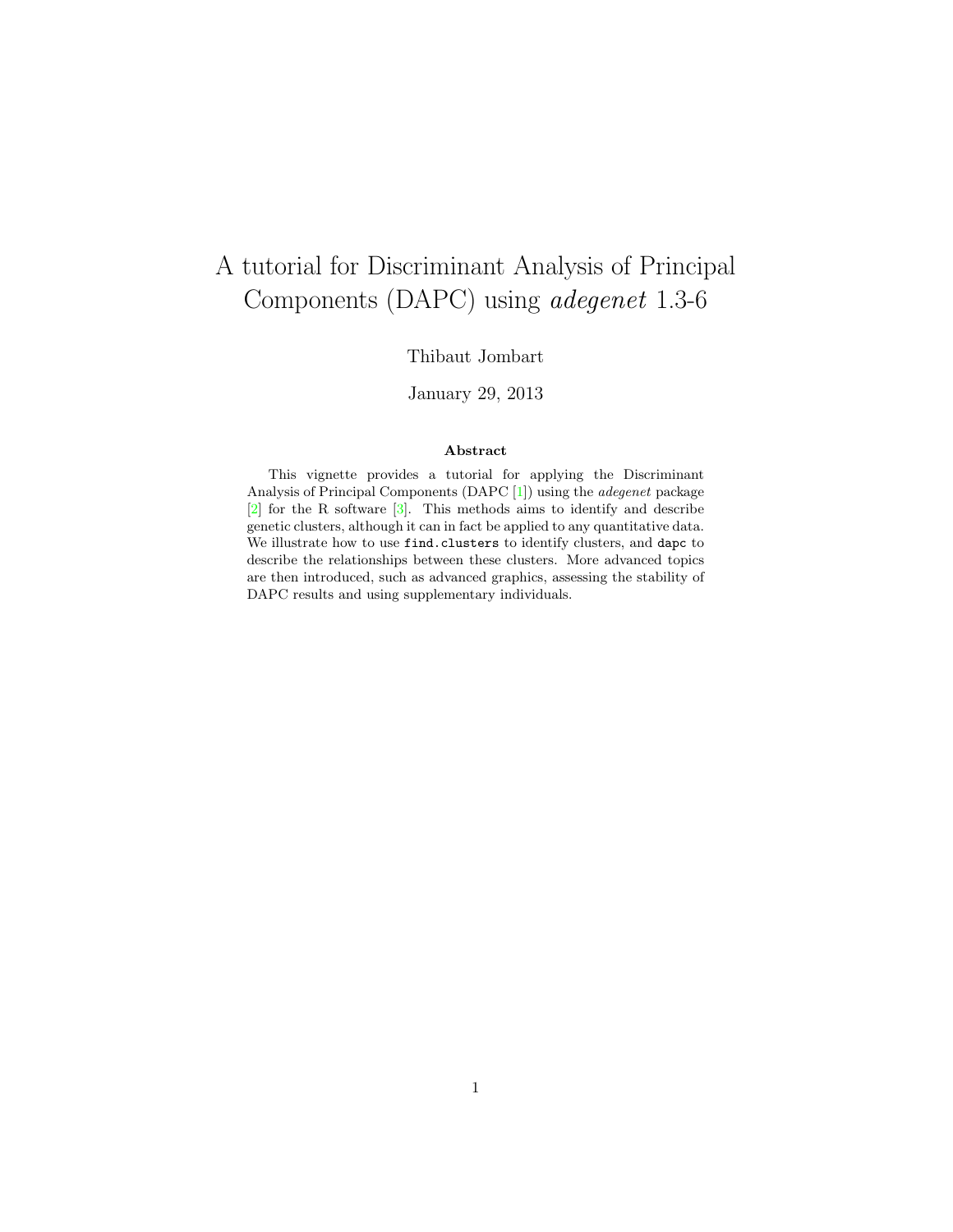# A tutorial for Discriminant Analysis of Principal Components (DAPC) using *adegenet* 1.3-6

Thibaut Jombart

January 29, 2013

### Abstract

This vignette provides a tutorial for applying the Discriminant Analysis of Principal Components (DAPC [1]) using the *adegenet* package [2] for the R software [3]. This methods aims to identify and describe genetic clusters, although it can in fact be applied to any quantitative data. We illustrate how to use `find.clusters` to identify clusters, and `dapc` to describe the relationships between these clusters. More advanced topics are then introduced, such as advanced graphics, assessing the stability of DAPC results and using supplementary individuals.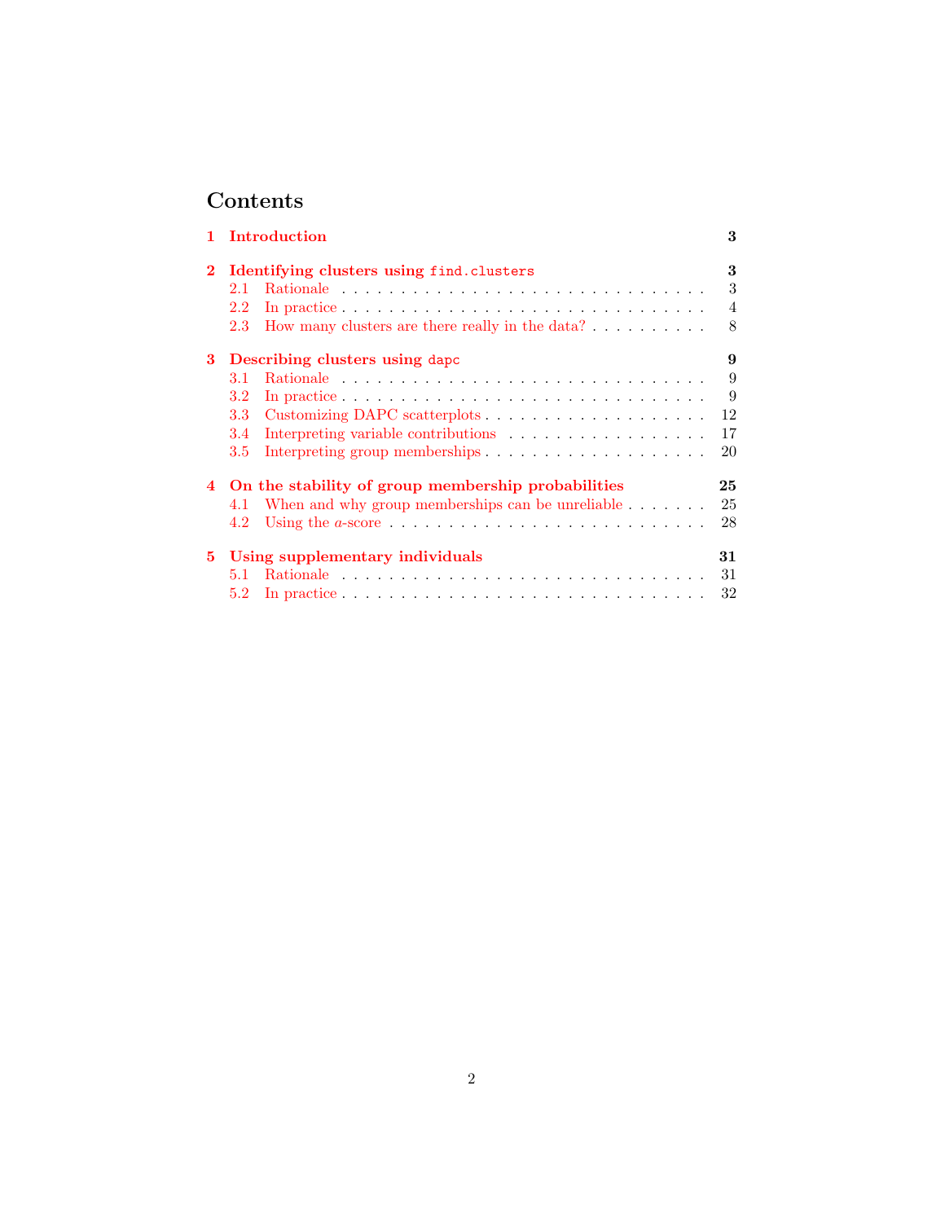# Contents

**1 Introduction** **3**

**2 Identifying clusters using `find.clusters`** **3**

- 2.1 Rationale . . . 3
- 2.2 In practice . . . 4
- 2.3 How many clusters are there really in the data? . . . 8

**3 Describing clusters using `dapc`** **9**

- 3.1 Rationale . . . 9
- 3.2 In practice . . . 9
- 3.3 Customizing DAPC scatterplots . . . 12
- 3.4 Interpreting variable contributions . . . 17
- 3.5 Interpreting group memberships . . . 20

**4 On the stability of group membership probabilities** **25**

- 4.1 When and why group memberships can be unreliable . . . 25
- 4.2 Using the $a$-score . . . 28

**5 Using supplementary individuals** **31**

- 5.1 Rationale . . . 31
- 5.2 In practice . . . 32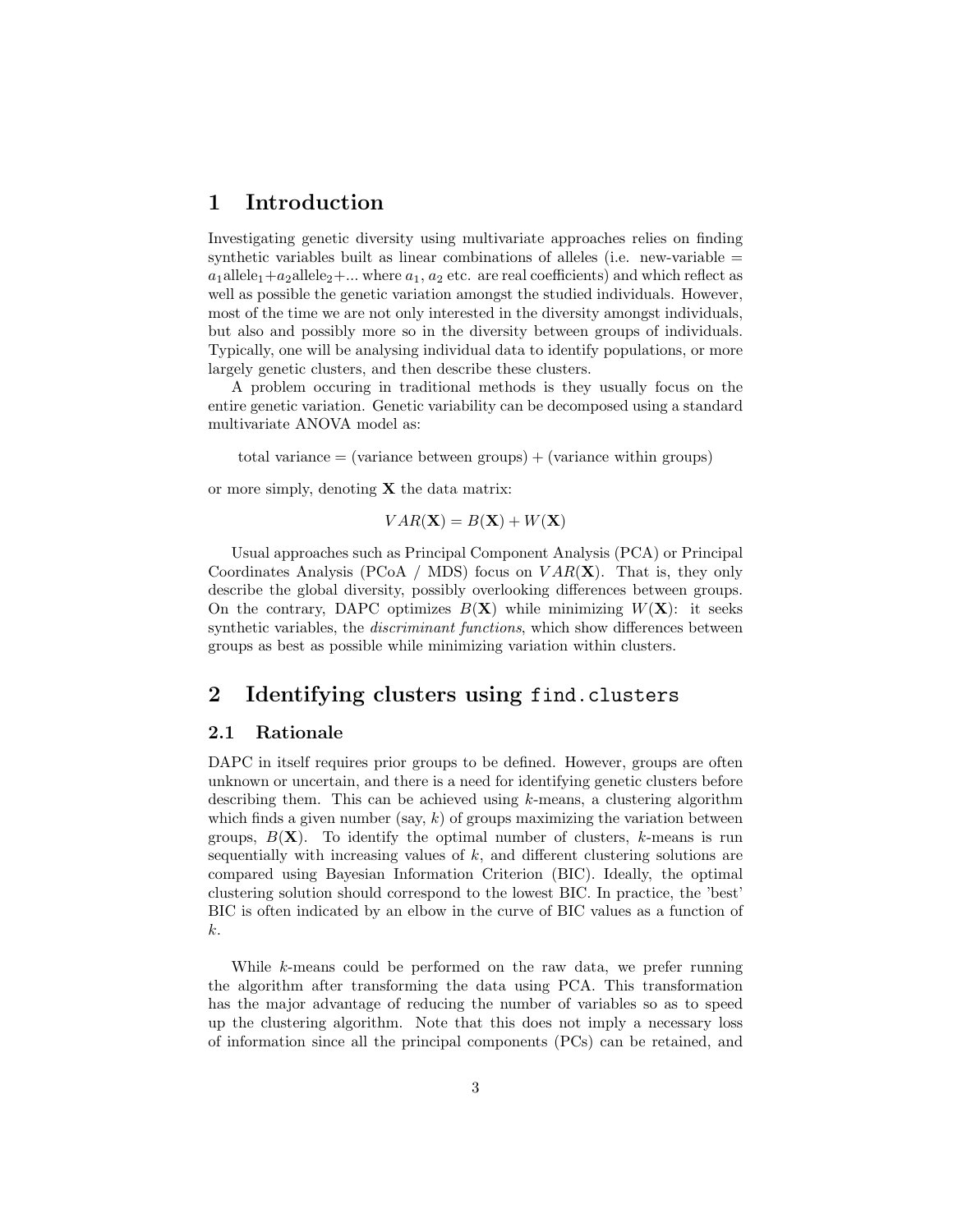# 1 Introduction

Investigating genetic diversity using multivariate approaches relies on finding synthetic variables built as linear combinations of alleles (i.e. new-variable = $a_1$allele$_1$+$a_2$allele$_2$+... where $a_1$, $a_2$ etc. are real coefficients) and which reflect as well as possible the genetic variation amongst the studied individuals. However, most of the time we are not only interested in the diversity amongst individuals, but also and possibly more so in the diversity between groups of individuals. Typically, one will be analysing individual data to identify populations, or more largely genetic clusters, and then describe these clusters.

A problem occuring in traditional methods is they usually focus on the entire genetic variation. Genetic variability can be decomposed using a standard multivariate ANOVA model as:

total variance = (variance between groups) + (variance within groups)

or more simply, denoting $\mathbf{X}$ the data matrix:

$$VAR(\mathbf{X}) = B(\mathbf{X}) + W(\mathbf{X})$$

Usual approaches such as Principal Component Analysis (PCA) or Principal Coordinates Analysis (PCoA / MDS) focus on $VAR(\mathbf{X})$. That is, they only describe the global diversity, possibly overlooking differences between groups. On the contrary, DAPC optimizes $B(\mathbf{X})$ while minimizing $W(\mathbf{X})$: it seeks synthetic variables, the *discriminant functions*, which show differences between groups as best as possible while minimizing variation within clusters.

# 2 Identifying clusters using `find.clusters`

## 2.1 Rationale

DAPC in itself requires prior groups to be defined. However, groups are often unknown or uncertain, and there is a need for identifying genetic clusters before describing them. This can be achieved using $k$-means, a clustering algorithm which finds a given number (say, $k$) of groups maximizing the variation between groups, $B(\mathbf{X})$. To identify the optimal number of clusters, $k$-means is run sequentially with increasing values of $k$, and different clustering solutions are compared using Bayesian Information Criterion (BIC). Ideally, the optimal clustering solution should correspond to the lowest BIC. In practice, the 'best' BIC is often indicated by an elbow in the curve of BIC values as a function of $k$.

While $k$-means could be performed on the raw data, we prefer running the algorithm after transforming the data using PCA. This transformation has the major advantage of reducing the number of variables so as to speed up the clustering algorithm. Note that this does not imply a necessary loss of information since all the principal components (PCs) can be retained, and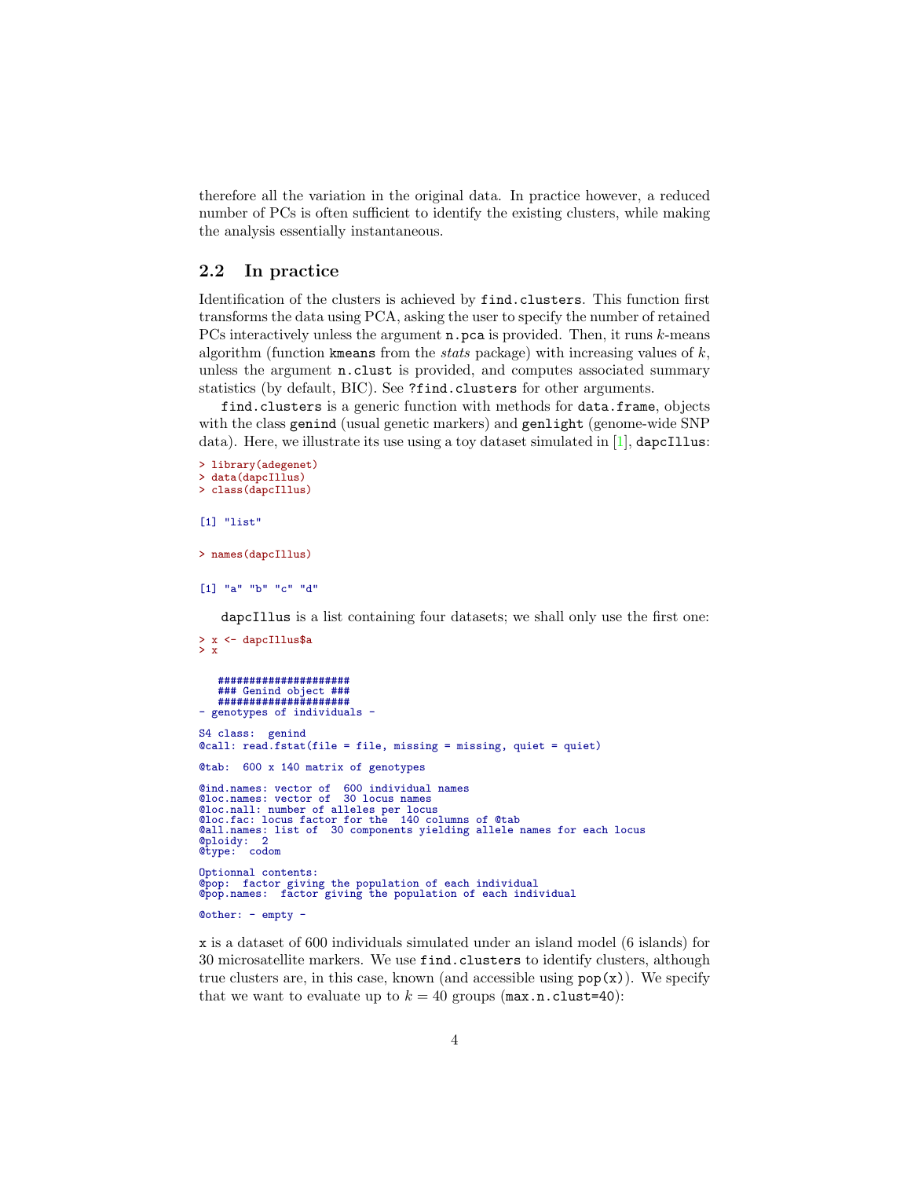therefore all the variation in the original data. In practice however, a reduced number of PCs is often sufficient to identify the existing clusters, while making the analysis essentially instantaneous.

## 2.2 In practice

Identification of the clusters is achieved by `find.clusters`. This function first transforms the data using PCA, asking the user to specify the number of retained PCs interactively unless the argument `n.pca` is provided. Then, it runs $k$-means algorithm (function `kmeans` from the *stats* package) with increasing values of $k$, unless the argument `n.clust` is provided, and computes associated summary statistics (by default, BIC). See `?find.clusters` for other arguments.

`find.clusters` is a generic function with methods for `data.frame`, objects with the class `genind` (usual genetic markers) and `genlight` (genome-wide SNP data). Here, we illustrate its use using a toy dataset simulated in [1], `dapcIllus`:

```
> library(adegenet)
> data(dapcIllus)
> class(dapcIllus)

[1] "list"

> names(dapcIllus)

[1] "a" "b" "c" "d"
```

`dapcIllus` is a list containing four datasets; we shall only use the first one:

```
> x <- dapcIllus$a
> x

   #####################
   ### Genind object ###
   #####################
- genotypes of individuals -

S4 class:  genind
@call: read.fstat(file = file, missing = missing, quiet = quiet)

@tab:  600 x 140 matrix of genotypes

@ind.names: vector of  600 individual names
@loc.names: vector of  30 locus names
@loc.nall: number of alleles per locus
@loc.fac: locus factor for the  140 columns of @tab
@all.names: list of  30 components yielding allele names for each locus
@ploidy:  2
@type:  codom

Optionnal contents:
@pop:  factor giving the population of each individual
@pop.names:  factor giving the population of each individual

@other: - empty -
```

`x` is a dataset of 600 individuals simulated under an island model (6 islands) for 30 microsatellite markers. We use `find.clusters` to identify clusters, although true clusters are, in this case, known (and accessible using `pop(x)`). We specify that we want to evaluate up to $k = 40$ groups (`max.n.clust=40`):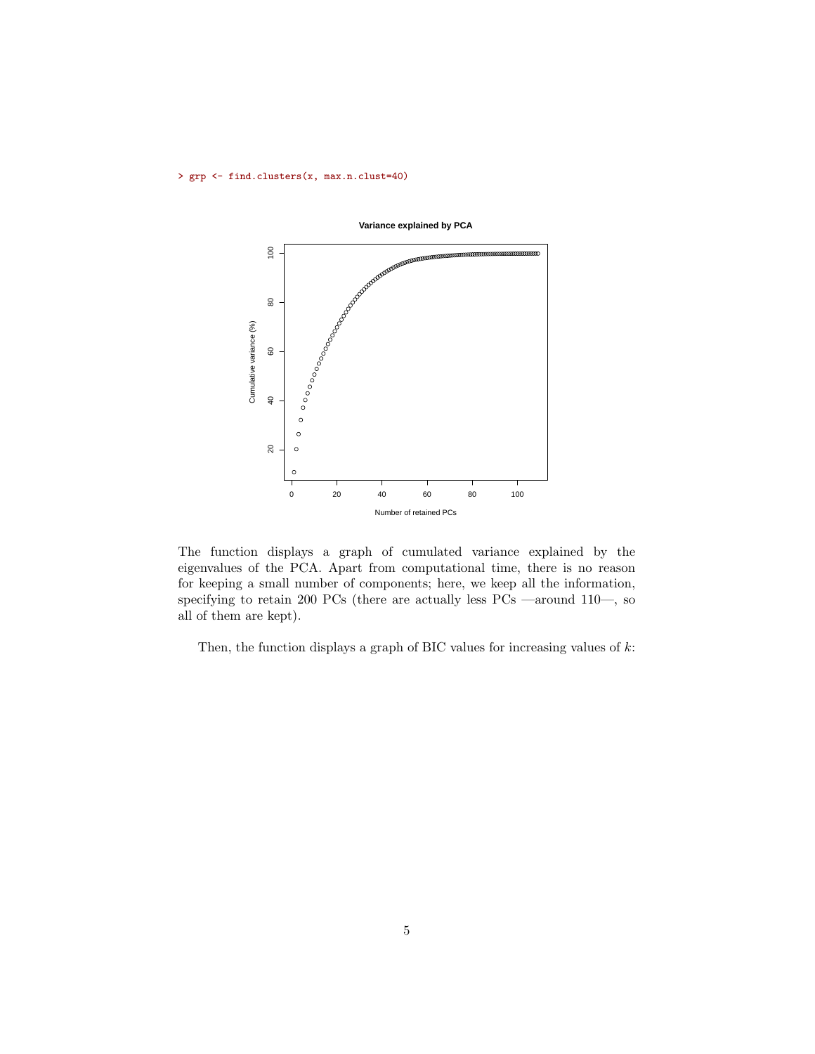```
> grp <- find.clusters(x, max.n.clust=40)
```

The function displays a graph of cumulated variance explained by the eigenvalues of the PCA. Apart from computational time, there is no reason for keeping a small number of components; here, we keep all the information, specifying to retain 200 PCs (there are actually less PCs —around 110—, so all of them are kept).

Then, the function displays a graph of BIC values for increasing values of $k$: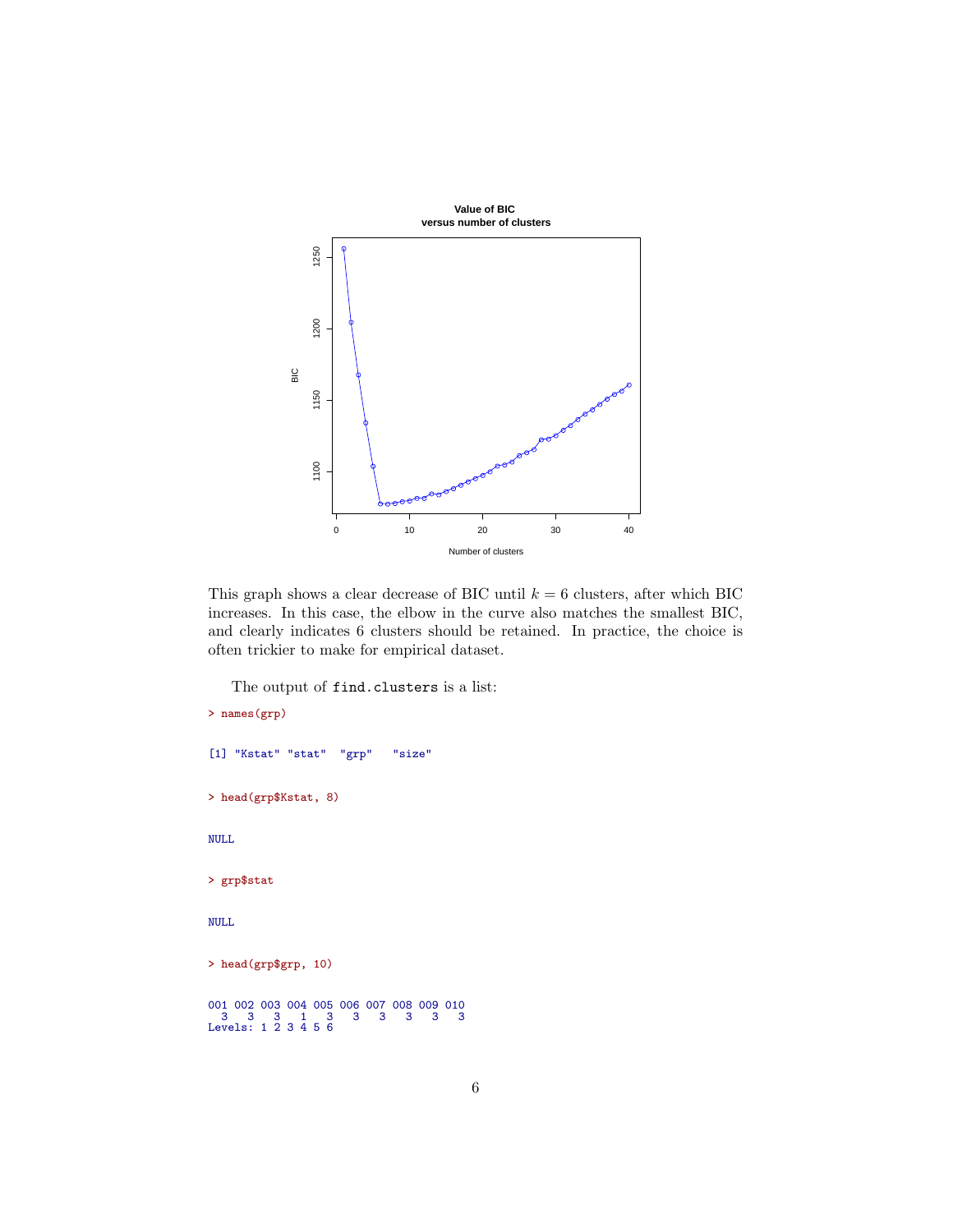This graph shows a clear decrease of BIC until $k = 6$ clusters, after which BIC increases. In this case, the elbow in the curve also matches the smallest BIC, and clearly indicates 6 clusters should be retained. In practice, the choice is often trickier to make for empirical dataset.

The output of `find.clusters` is a list:

```
> names(grp)

[1] "Kstat" "stat"  "grp"   "size"

> head(grp$Kstat, 8)

NULL

> grp$stat

NULL

> head(grp$grp, 10)

001 002 003 004 005 006 007 008 009 010
  3   3   3   1   3   3   3   3   3   3
Levels: 1 2 3 4 5 6
```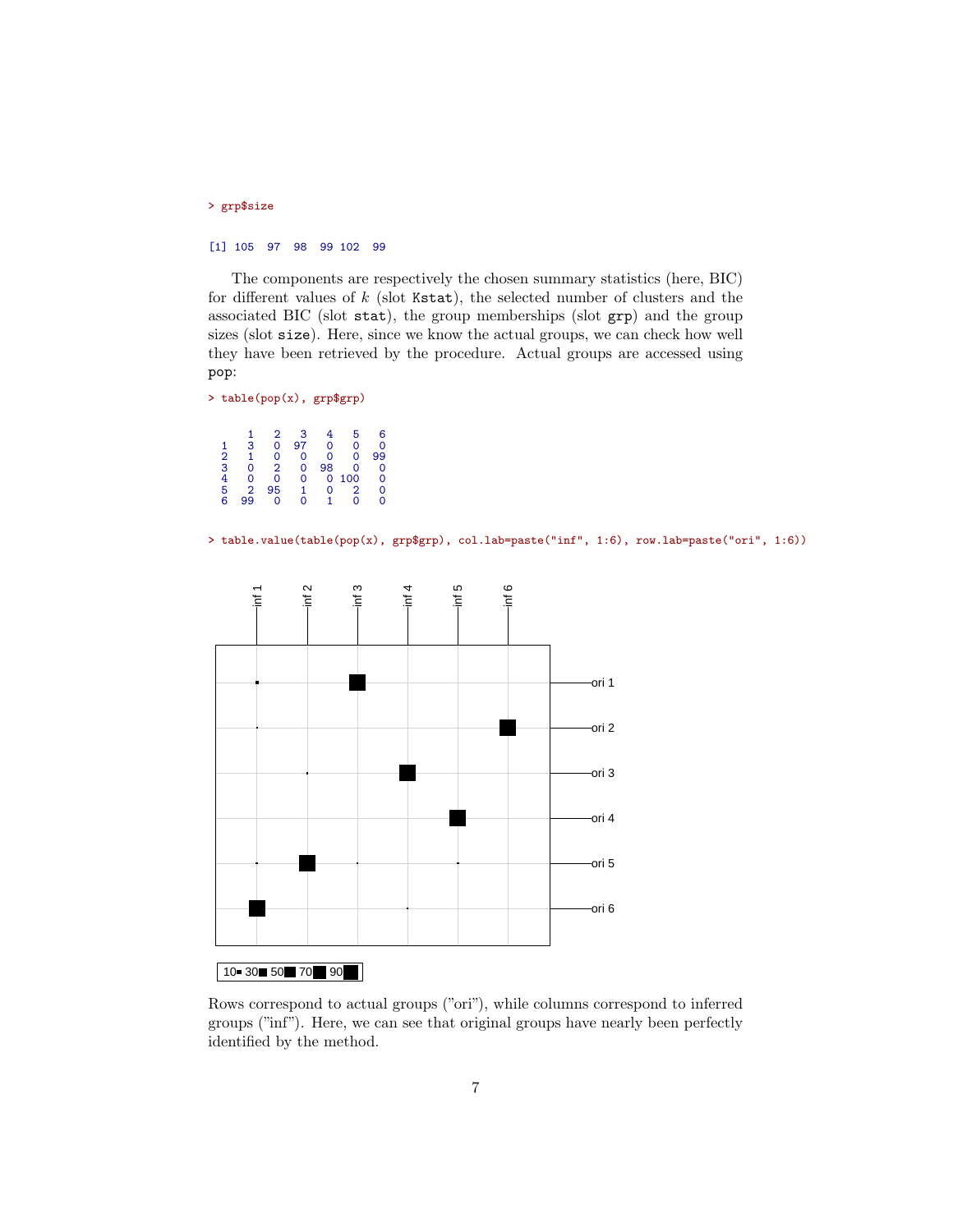```
> grp$size
```

```
[1] 105  97  98  99 102  99
```

The components are respectively the chosen summary statistics (here, BIC) for different values of $k$ (slot `Kstat`), the selected number of clusters and the associated BIC (slot `stat`), the group memberships (slot `grp`) and the group sizes (slot `size`). Here, since we know the actual groups, we can check how well they have been retrieved by the procedure. Actual groups are accessed using `pop`:

```
> table(pop(x), grp$grp)
```

```
     1   2   3   4   5   6
  1   3   0  97   0   0   0
  2   1   0   0   0   0  99
  3   0   2   0  98   0   0
  4   0   0   0   0 100   0
  5   2  95   1   0   2   0
  6  99   0   0   1   0   0
```

```
> table.value(table(pop(x), grp$grp), col.lab=paste("inf", 1:6), row.lab=paste("ori", 1:6))
```

Rows correspond to actual groups ("ori"), while columns correspond to inferred groups ("inf"). Here, we can see that original groups have nearly been perfectly identified by the method.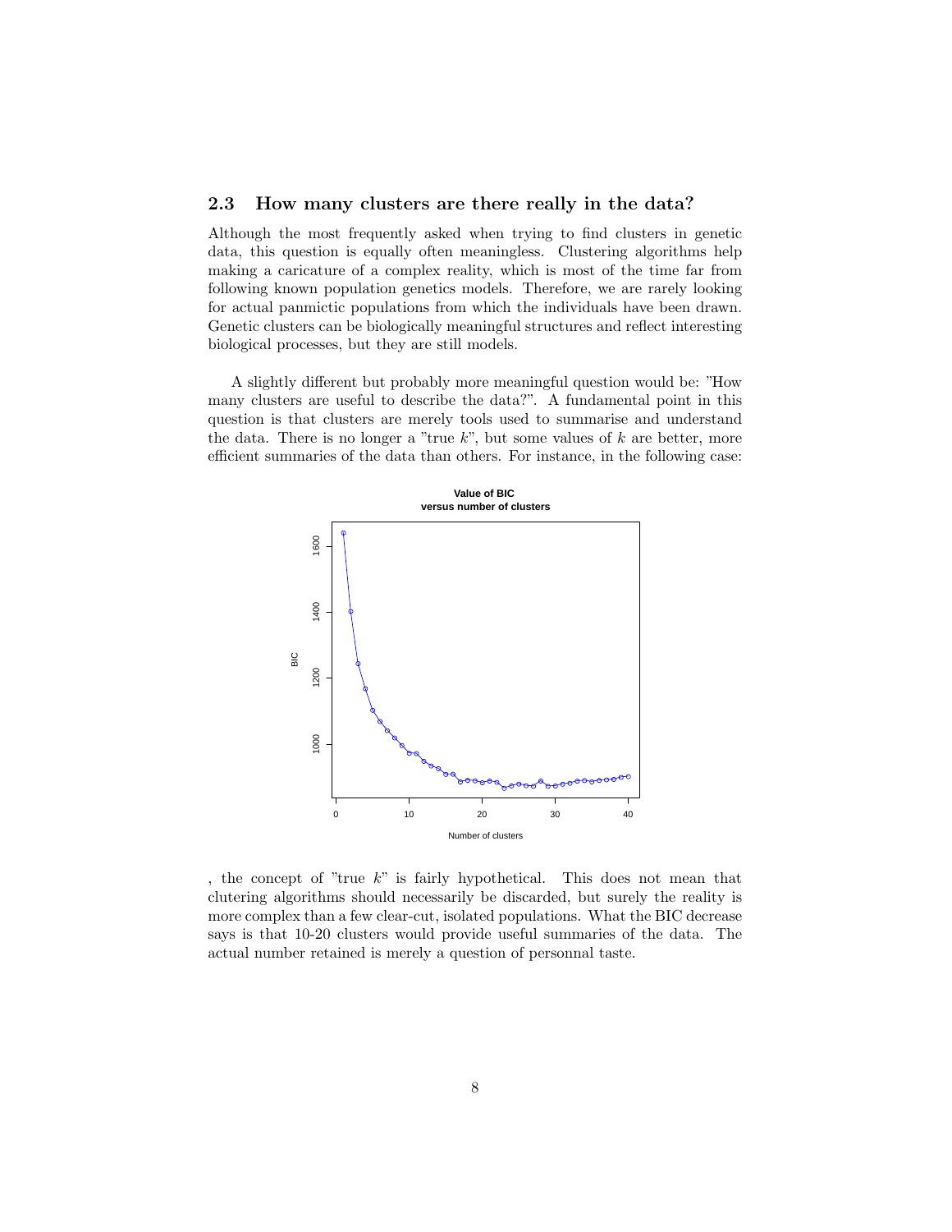## 2.3 How many clusters are there really in the data?

Although the most frequently asked when trying to find clusters in genetic data, this question is equally often meaningless. Clustering algorithms help making a caricature of a complex reality, which is most of the time far from following known population genetics models. Therefore, we are rarely looking for actual panmictic populations from which the individuals have been drawn. Genetic clusters can be biologically meaningful structures and reflect interesting biological processes, but they are still models.

A slightly different but probably more meaningful question would be: "How many clusters are useful to describe the data?". A fundamental point in this question is that clusters are merely tools used to summarise and understand the data. There is no longer a "true $k$", but some values of $k$ are better, more efficient summaries of the data than others. For instance, in the following case:

, the concept of "true $k$" is fairly hypothetical. This does not mean that clutering algorithms should necessarily be discarded, but surely the reality is more complex than a few clear-cut, isolated populations. What the BIC decrease says is that 10-20 clusters would provide useful summaries of the data. The actual number retained is merely a question of personnal taste.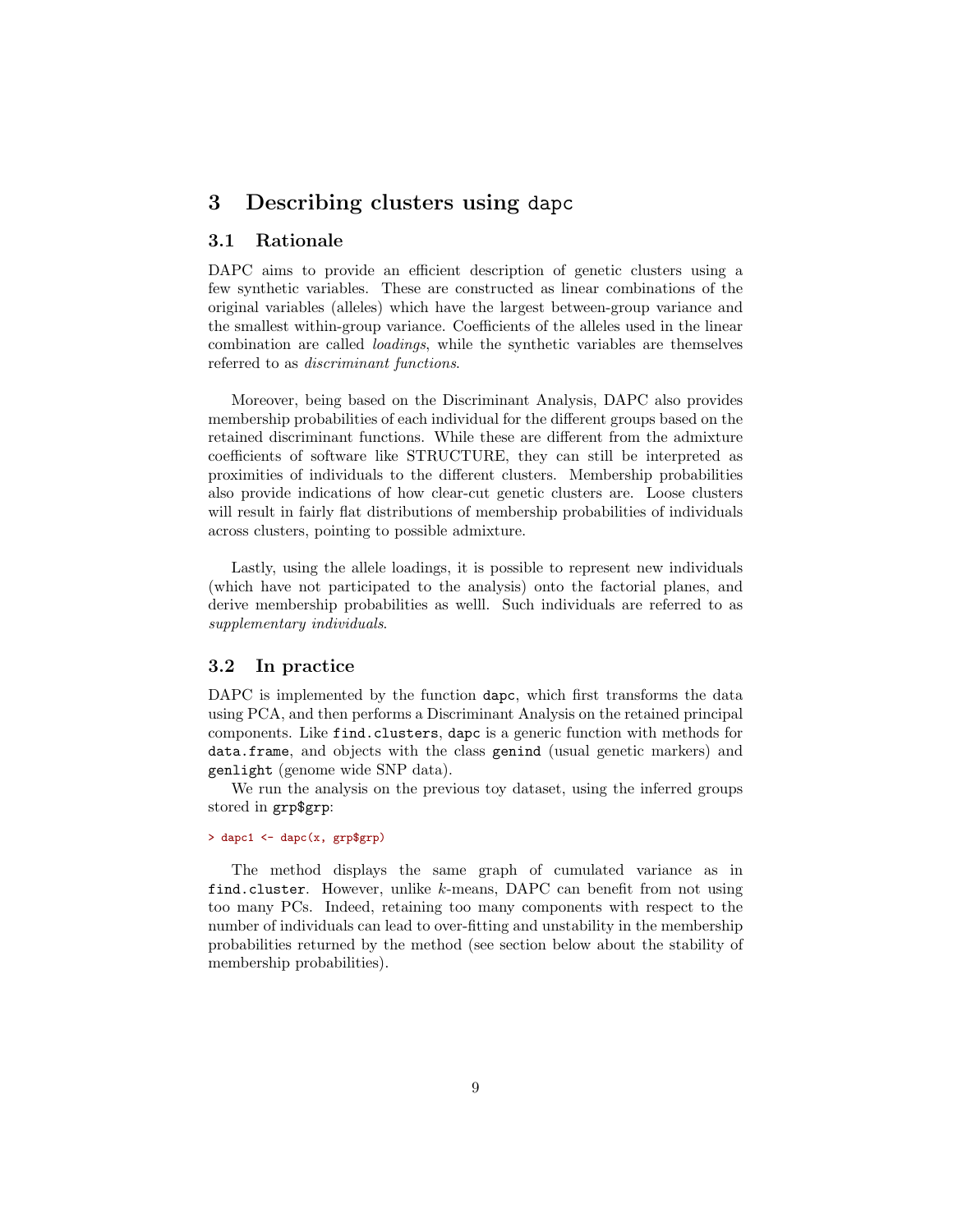# 3 Describing clusters using dapc

## 3.1 Rationale

DAPC aims to provide an efficient description of genetic clusters using a few synthetic variables. These are constructed as linear combinations of the original variables (alleles) which have the largest between-group variance and the smallest within-group variance. Coefficients of the alleles used in the linear combination are called *loadings*, while the synthetic variables are themselves referred to as *discriminant functions*.

Moreover, being based on the Discriminant Analysis, DAPC also provides membership probabilities of each individual for the different groups based on the retained discriminant functions. While these are different from the admixture coefficients of software like STRUCTURE, they can still be interpreted as proximities of individuals to the different clusters. Membership probabilities also provide indications of how clear-cut genetic clusters are. Loose clusters will result in fairly flat distributions of membership probabilities of individuals across clusters, pointing to possible admixture.

Lastly, using the allele loadings, it is possible to represent new individuals (which have not participated to the analysis) onto the factorial planes, and derive membership probabilities as welll. Such individuals are referred to as *supplementary individuals*.

## 3.2 In practice

DAPC is implemented by the function `dapc`, which first transforms the data using PCA, and then performs a Discriminant Analysis on the retained principal components. Like `find.clusters`, `dapc` is a generic function with methods for `data.frame`, and objects with the class `genind` (usual genetic markers) and `genlight` (genome wide SNP data).

We run the analysis on the previous toy dataset, using the inferred groups stored in `grp$grp`:

```
> dapc1 <- dapc(x, grp$grp)
```

The method displays the same graph of cumulated variance as in `find.cluster`. However, unlike $k$-means, DAPC can benefit from not using too many PCs. Indeed, retaining too many components with respect to the number of individuals can lead to over-fitting and unstability in the membership probabilities returned by the method (see section below about the stability of membership probabilities).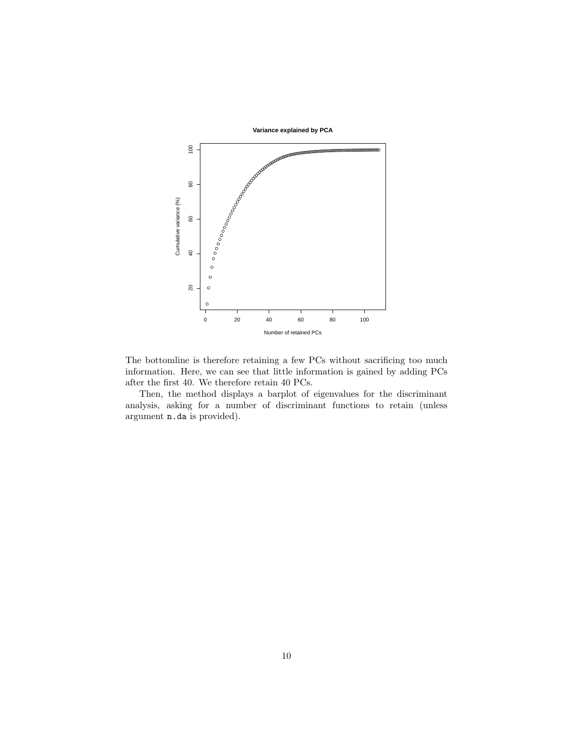The bottomline is therefore retaining a few PCs without sacrificing too much information. Here, we can see that little information is gained by adding PCs after the first 40. We therefore retain 40 PCs.

Then, the method displays a barplot of eigenvalues for the discriminant analysis, asking for a number of discriminant functions to retain (unless argument `n.da` is provided).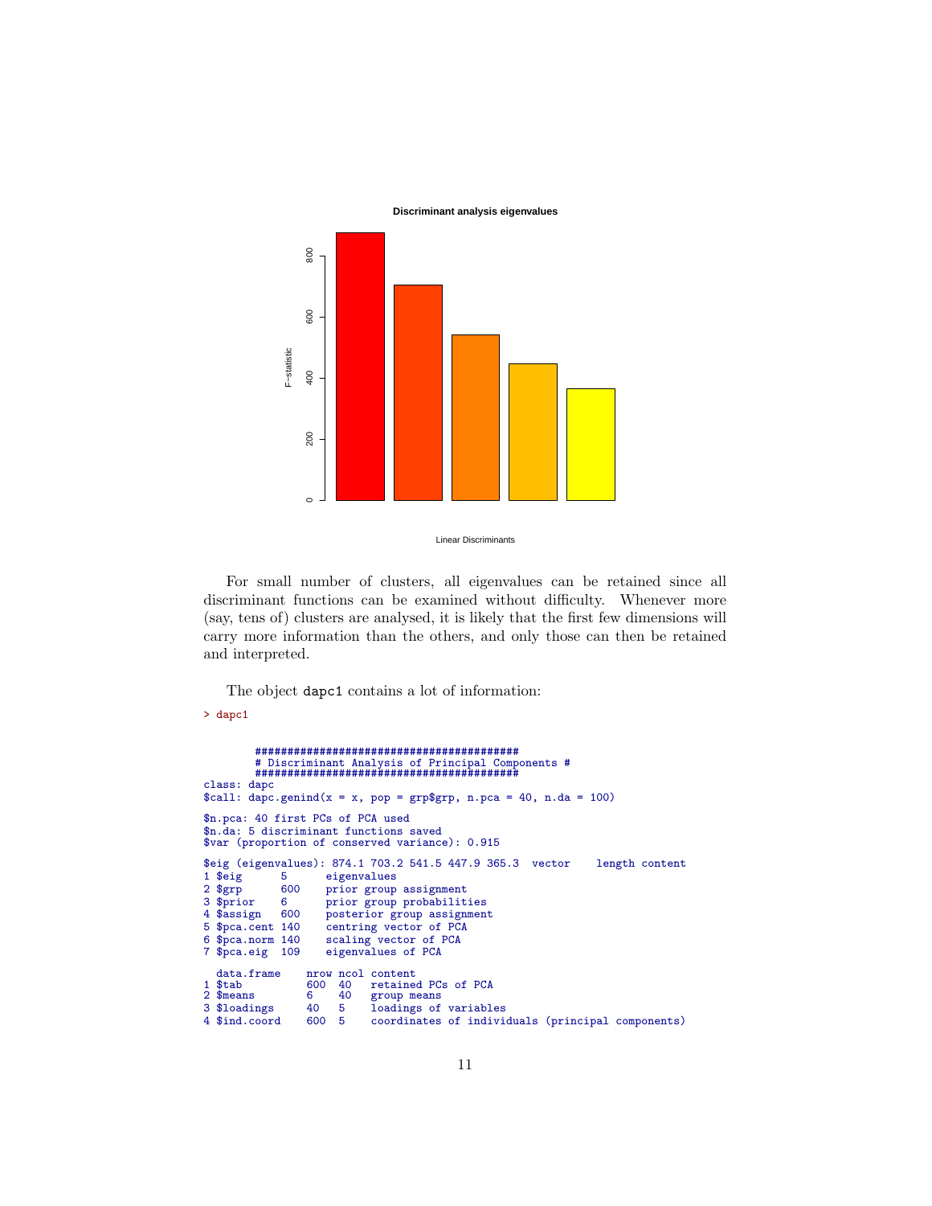For small number of clusters, all eigenvalues can be retained since all discriminant functions can be examined without difficulty. Whenever more (say, tens of) clusters are analysed, it is likely that the first few dimensions will carry more information than the others, and only those can then be retained and interpreted.

The object dapc1 contains a lot of information:

```
> dapc1

        #################################################
        # Discriminant Analysis of Principal Components #
        #################################################
class: dapc
$call: dapc.genind(x = x, pop = grp$grp, n.pca = 40, n.da = 100)

$n.pca: 40 first PCs of PCA used
$n.da: 5 discriminant functions saved
$var (proportion of conserved variance): 0.915

$eig (eigenvalues): 874.1 703.2 541.5 447.9 365.3  vector    length content
1 $eig      5      eigenvalues
2 $grp      600    prior group assignment
3 $prior    6      prior group probabilities
4 $assign   600    posterior group assignment
5 $pca.cent 140    centring vector of PCA
6 $pca.norm 140    scaling vector of PCA
7 $pca.eig  109    eigenvalues of PCA

  data.frame    nrow ncol content
1 $tab          600  40   retained PCs of PCA
2 $means        6    40   group means
3 $loadings     40   5    loadings of variables
4 $ind.coord    600  5    coordinates of individuals (principal components)
```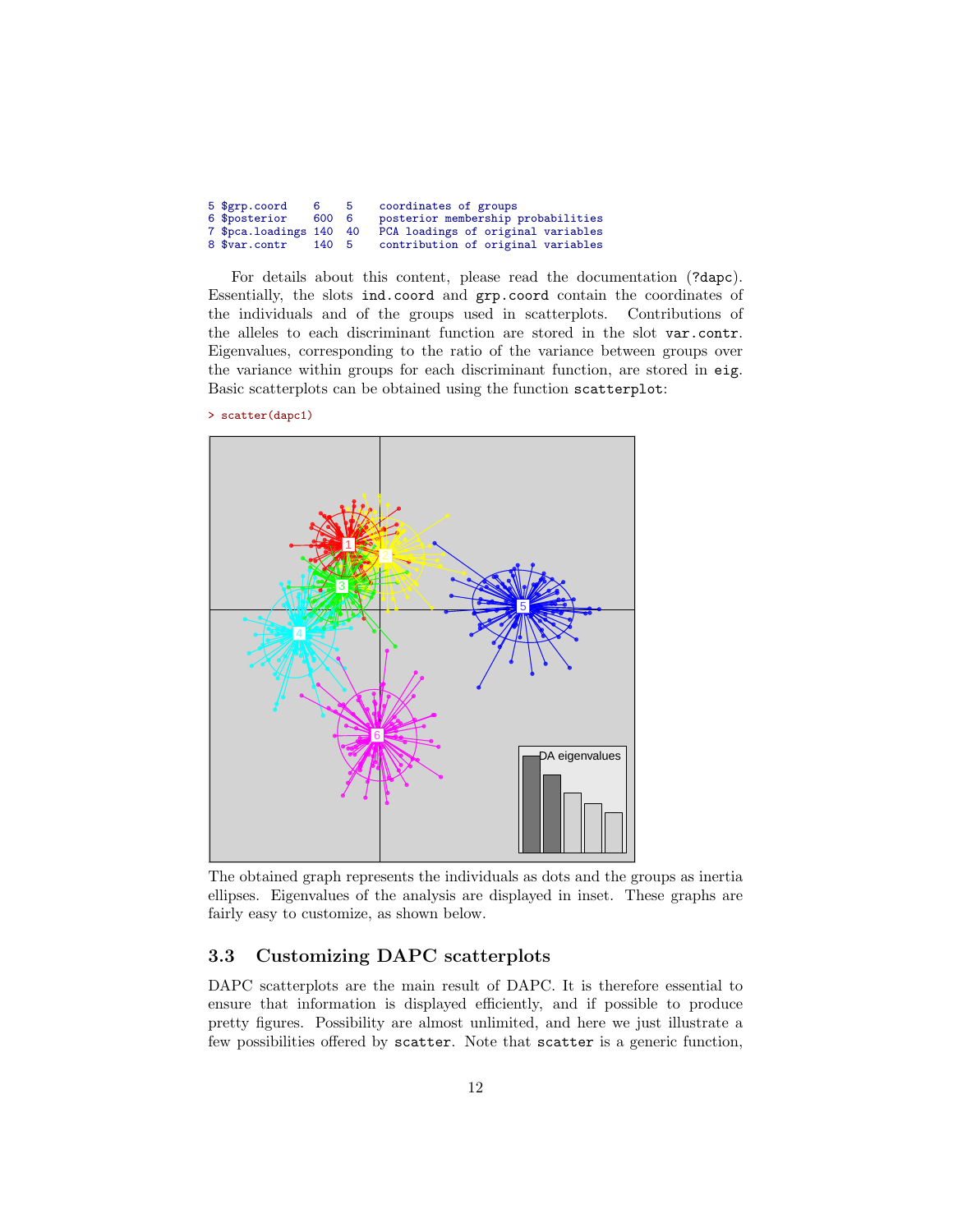```
5 $grp.coord    6    5    coordinates of groups
6 $posterior    600  6    posterior membership probabilities
7 $pca.loadings 140  40   PCA loadings of original variables
8 $var.contr    140  5    contribution of original variables
```

For details about this content, please read the documentation (`?dapc`). Essentially, the slots `ind.coord` and `grp.coord` contain the coordinates of the individuals and of the groups used in scatterplots. Contributions of the alleles to each discriminant function are stored in the slot `var.contr`. Eigenvalues, corresponding to the ratio of the variance between groups over the variance within groups for each discriminant function, are stored in `eig`. Basic scatterplots can be obtained using the function `scatterplot`:

```
> scatter(dapc1)
```

The obtained graph represents the individuals as dots and the groups as inertia ellipses. Eigenvalues of the analysis are displayed in inset. These graphs are fairly easy to customize, as shown below.

### 3.3 Customizing DAPC scatterplots

DAPC scatterplots are the main result of DAPC. It is therefore essential to ensure that information is displayed efficiently, and if possible to produce pretty figures. Possibility are almost unlimited, and here we just illustrate a few possibilities offered by `scatter`. Note that `scatter` is a generic function,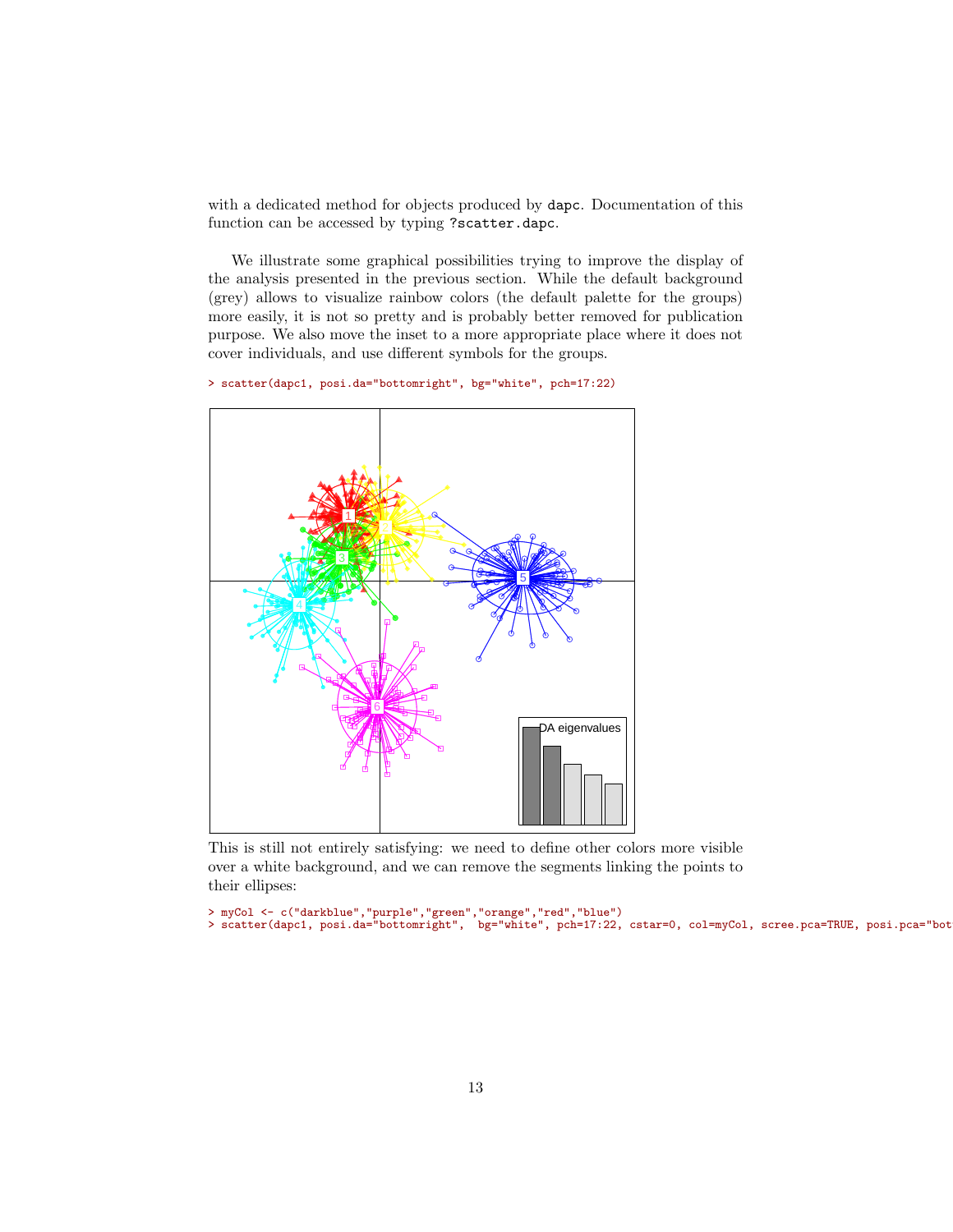with a dedicated method for objects produced by `dapc`. Documentation of this function can be accessed by typing `?scatter.dapc`.

We illustrate some graphical possibilities trying to improve the display of the analysis presented in the previous section. While the default background (grey) allows to visualize rainbow colors (the default palette for the groups) more easily, it is not so pretty and is probably better removed for publication purpose. We also move the inset to a more appropriate place where it does not cover individuals, and use different symbols for the groups.

```
> scatter(dapc1, posi.da="bottomright", bg="white", pch=17:22)
```

This is still not entirely satisfying: we need to define other colors more visible over a white background, and we can remove the segments linking the points to their ellipses:

```
> myCol <- c("darkblue","purple","green","orange","red","blue")
> scatter(dapc1, posi.da="bottomright",  bg="white", pch=17:22, cstar=0, col=myCol, scree.pca=TRUE, posi.pca="bot
```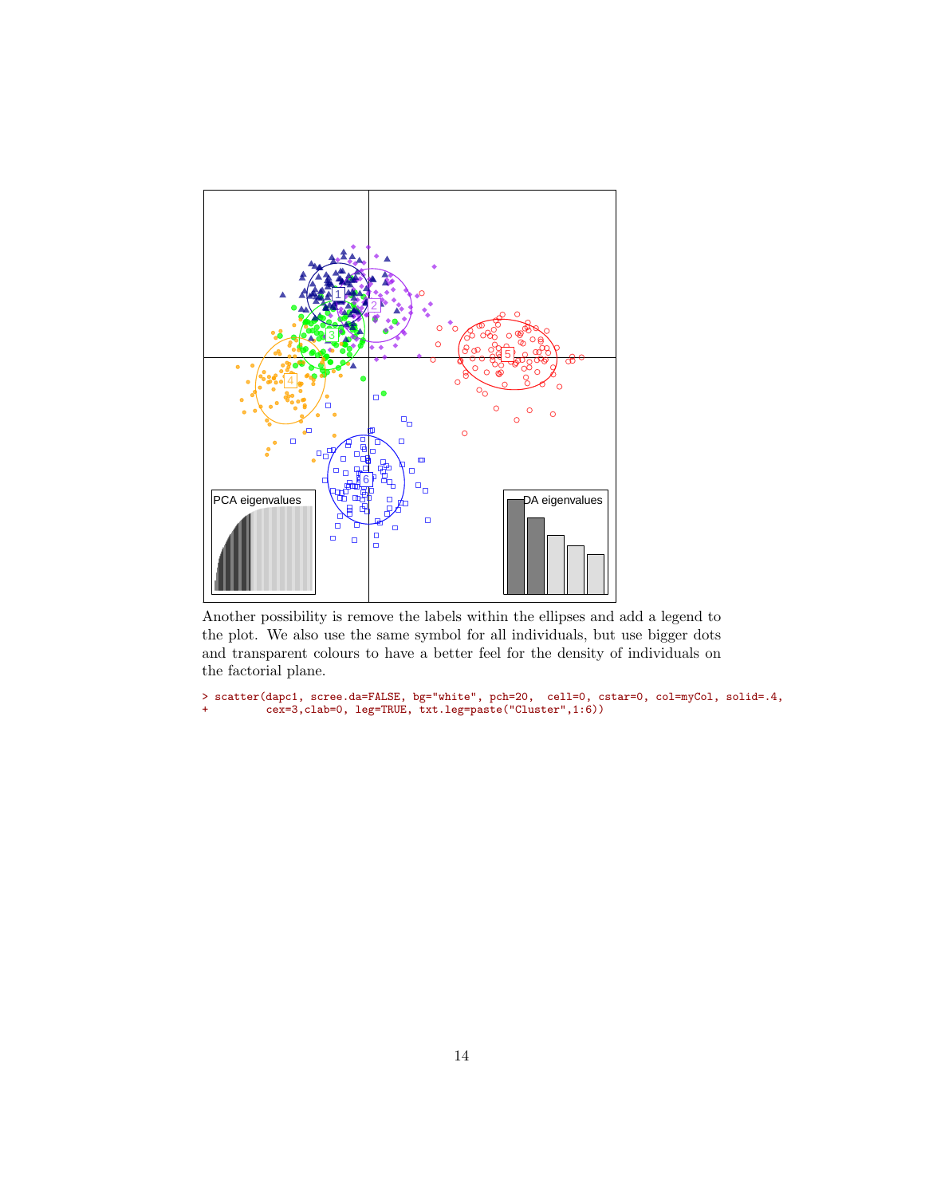Another possibility is remove the labels within the ellipses and add a legend to the plot. We also use the same symbol for all individuals, but use bigger dots and transparent colours to have a better feel for the density of individuals on the factorial plane.

```
> scatter(dapc1, scree.da=FALSE, bg="white", pch=20,  cell=0, cstar=0, col=myCol, solid=.4,
+         cex=3,clab=0, leg=TRUE, txt.leg=paste("Cluster",1:6))
```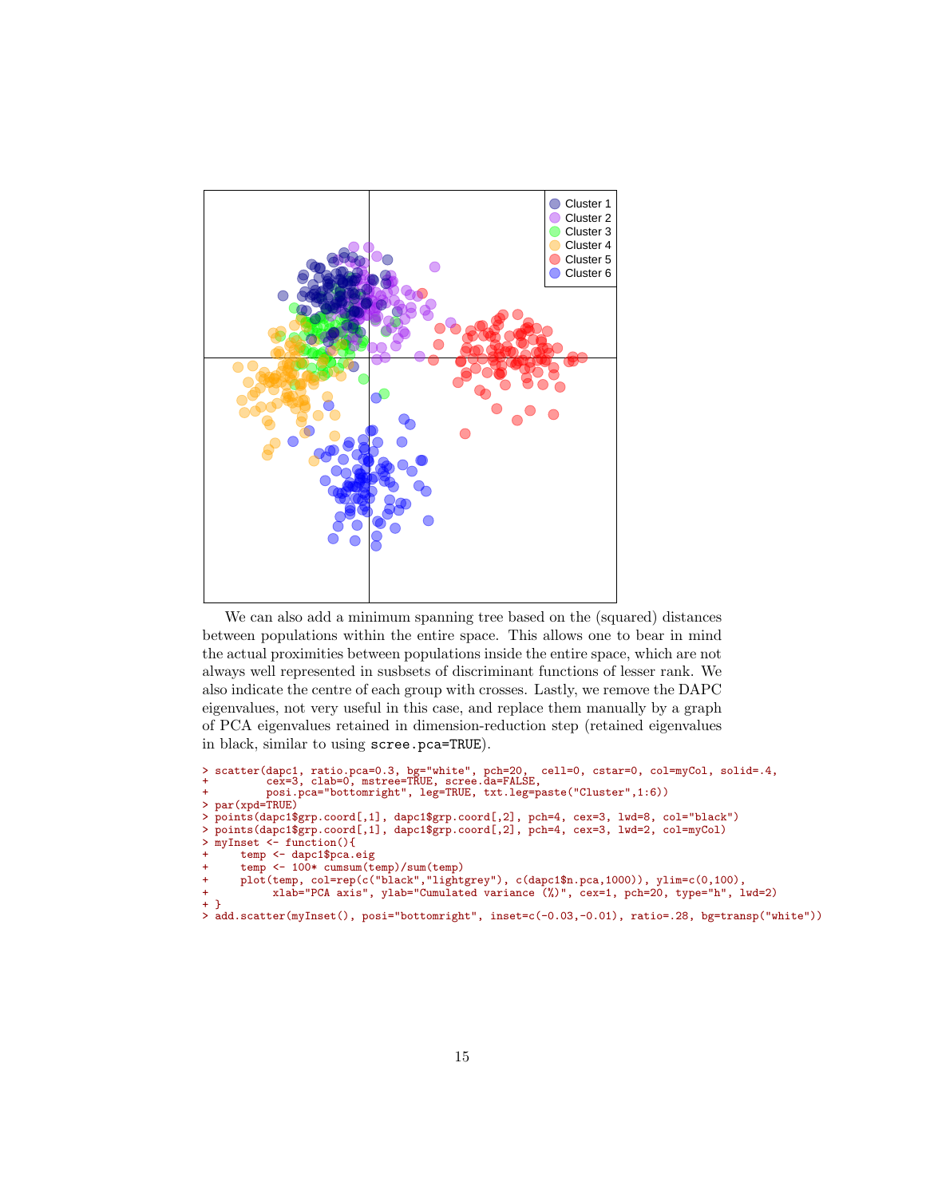We can also add a minimum spanning tree based on the (squared) distances between populations within the entire space. This allows one to bear in mind the actual proximities between populations inside the entire space, which are not always well represented in susbsets of discriminant functions of lesser rank. We also indicate the centre of each group with crosses. Lastly, we remove the DAPC eigenvalues, not very useful in this case, and replace them manually by a graph of PCA eigenvalues retained in dimension-reduction step (retained eigenvalues in black, similar to using `scree.pca=TRUE`).

```
> scatter(dapc1, ratio.pca=0.3, bg="white", pch=20,  cell=0, cstar=0, col=myCol, solid=.4,
+         cex=3, clab=0, mstree=TRUE, scree.da=FALSE,
+         posi.pca="bottomright", leg=TRUE, txt.leg=paste("Cluster",1:6))
> par(xpd=TRUE)
> points(dapc1$grp.coord[,1], dapc1$grp.coord[,2], pch=4, cex=3, lwd=8, col="black")
> points(dapc1$grp.coord[,1], dapc1$grp.coord[,2], pch=4, cex=3, lwd=2, col=myCol)
> myInset <- function(){
+     temp <- dapc1$pca.eig
+     temp <- 100* cumsum(temp)/sum(temp)
+     plot(temp, col=rep(c("black","lightgrey"), c(dapc1$n.pca,1000)), ylim=c(0,100),
+          xlab="PCA axis", ylab="Cumulated variance (%)", cex=1, pch=20, type="h", lwd=2)
+ }
> add.scatter(myInset(), posi="bottomright", inset=c(-0.03,-0.01), ratio=.28, bg=transp("white"))
```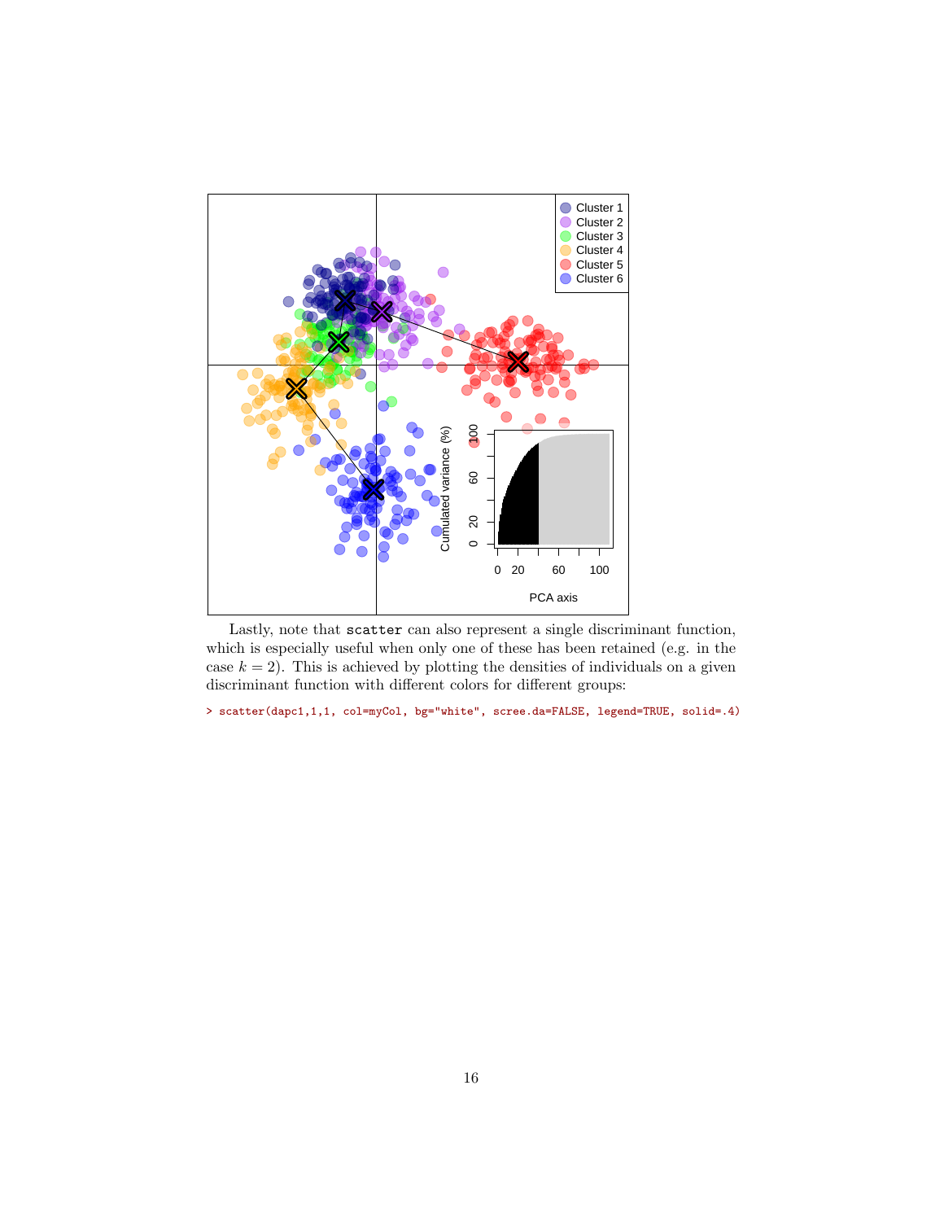Lastly, note that scatter can also represent a single discriminant function, which is especially useful when only one of these has been retained (e.g. in the case $k = 2$). This is achieved by plotting the densities of individuals on a given discriminant function with different colors for different groups:

```
> scatter(dapc1,1,1, col=myCol, bg="white", scree.da=FALSE, legend=TRUE, solid=.4)
```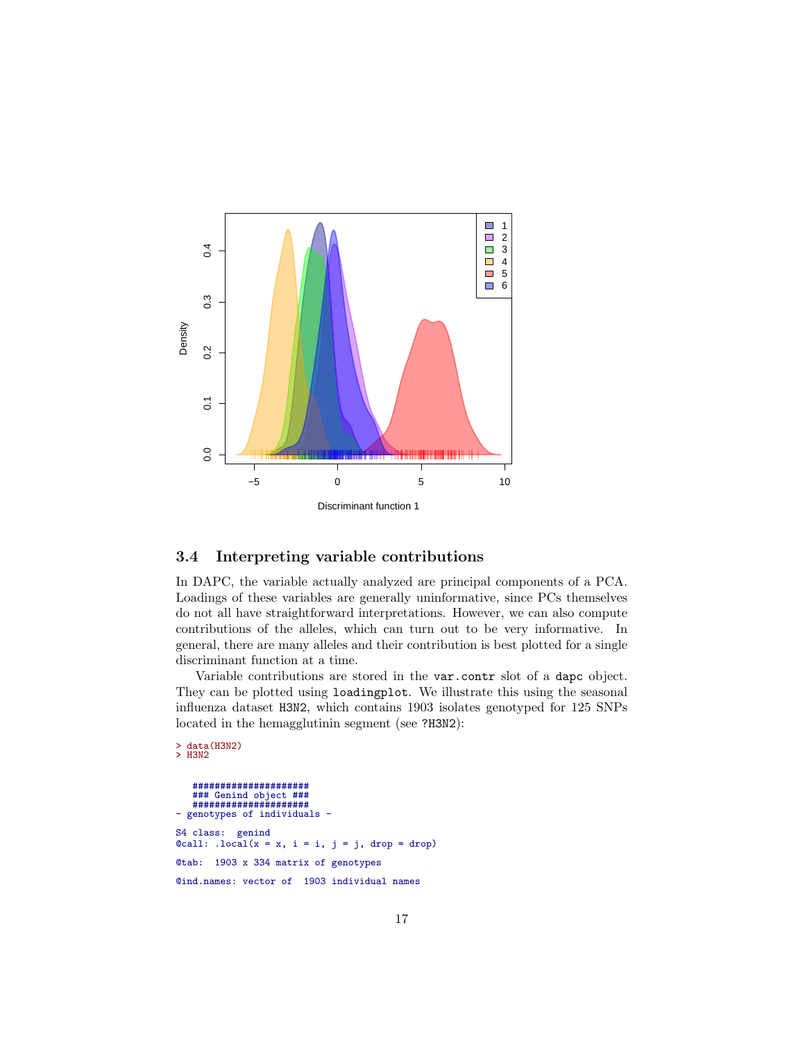### 3.4 Interpreting variable contributions

In DAPC, the variable actually analyzed are principal components of a PCA. Loadings of these variables are generally uninformative, since PCs themselves do not all have straightforward interpretations. However, we can also compute contributions of the alleles, which can turn out to be very informative. In general, there are many alleles and their contribution is best plotted for a single discriminant function at a time.

Variable contributions are stored in the `var.contr` slot of a `dapc` object. They can be plotted using `loadingplot`. We illustrate this using the seasonal influenza dataset `H3N2`, which contains 1903 isolates genotyped for 125 SNPs located in the hemagglutinin segment (see `?H3N2`):

```
> data(H3N2)
> H3N2

   #####################
   ### Genind object ###
   #####################
- genotypes of individuals -

S4 class:  genind
@call: .local(x = x, i = i, j = j, drop = drop)

@tab:  1903 x 334 matrix of genotypes

@ind.names: vector of  1903 individual names
```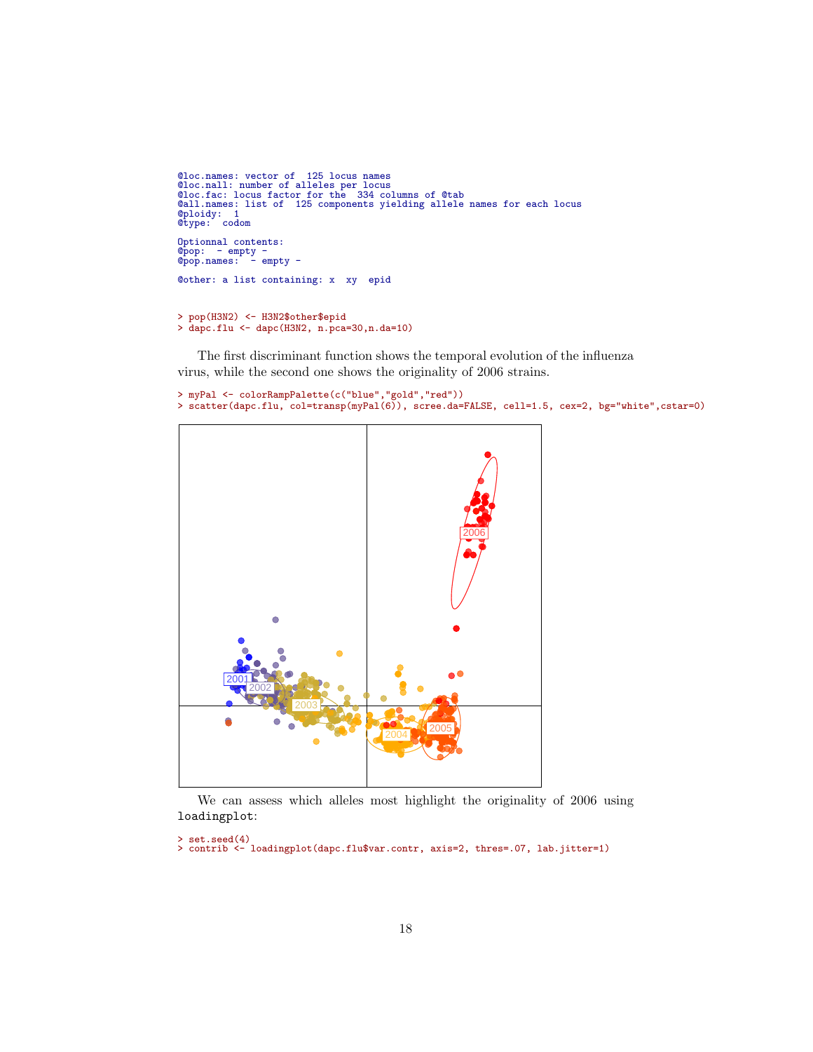```
@loc.names: vector of  125 locus names
@loc.nall: number of alleles per locus
@loc.fac: locus factor for the  334 columns of @tab
@all.names: list of  125 components yielding allele names for each locus
@ploidy:  1
@type:  codom

Optionnal contents:
@pop:  - empty -
@pop.names:  - empty -

@other: a list containing: x  xy  epid
```

```
> pop(H3N2) <- H3N2$other$epid
> dapc.flu <- dapc(H3N2, n.pca=30,n.da=10)
```

The first discriminant function shows the temporal evolution of the influenza virus, while the second one shows the originality of 2006 strains.

```
> myPal <- colorRampPalette(c("blue","gold","red"))
> scatter(dapc.flu, col=transp(myPal(6)), scree.da=FALSE, cell=1.5, cex=2, bg="white",cstar=0)
```

We can assess which alleles most highlight the originality of 2006 using `loadingplot`:

```
> set.seed(4)
> contrib <- loadingplot(dapc.flu$var.contr, axis=2, thres=.07, lab.jitter=1)
```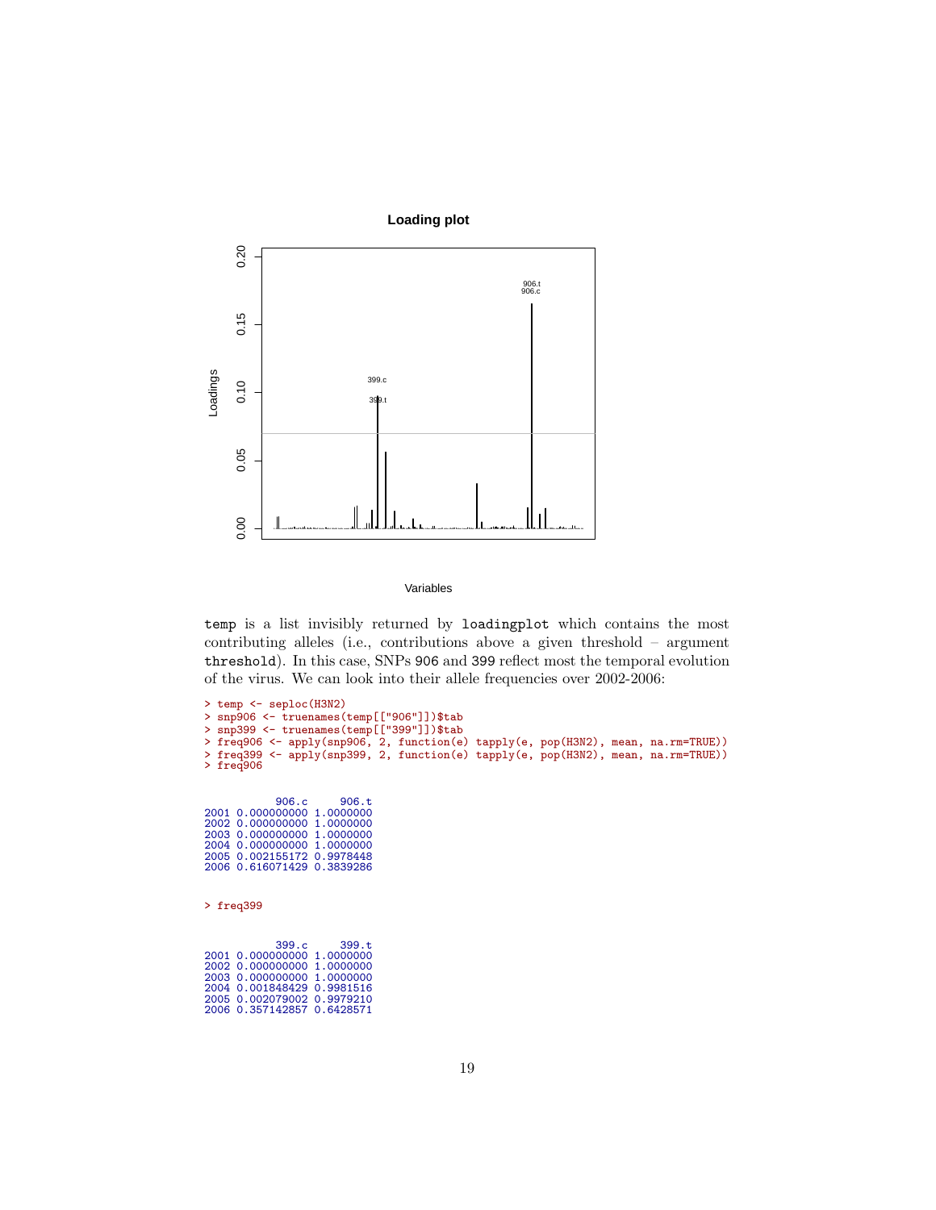temp is a list invisibly returned by loadingplot which contains the most contributing alleles (i.e., contributions above a given threshold – argument threshold). In this case, SNPs 906 and 399 reflect most the temporal evolution of the virus. We can look into their allele frequencies over 2002-2006:

```
> temp <- seploc(H3N2)
> snp906 <- truenames(temp[["906"]])$tab
> snp399 <- truenames(temp[["399"]])$tab
> freq906 <- apply(snp906, 2, function(e) tapply(e, pop(H3N2), mean, na.rm=TRUE))
> freq399 <- apply(snp399, 2, function(e) tapply(e, pop(H3N2), mean, na.rm=TRUE))
> freq906
```

```
          906.c     906.t
2001 0.000000000 1.0000000
2002 0.000000000 1.0000000
2003 0.000000000 1.0000000
2004 0.000000000 1.0000000
2005 0.002155172 0.9978448
2006 0.616071429 0.3839286
```

```
> freq399
```

```
          399.c     399.t
2001 0.000000000 1.0000000
2002 0.000000000 1.0000000
2003 0.000000000 1.0000000
2004 0.001848429 0.9981516
2005 0.002079002 0.9979210
2006 0.357142857 0.6428571
```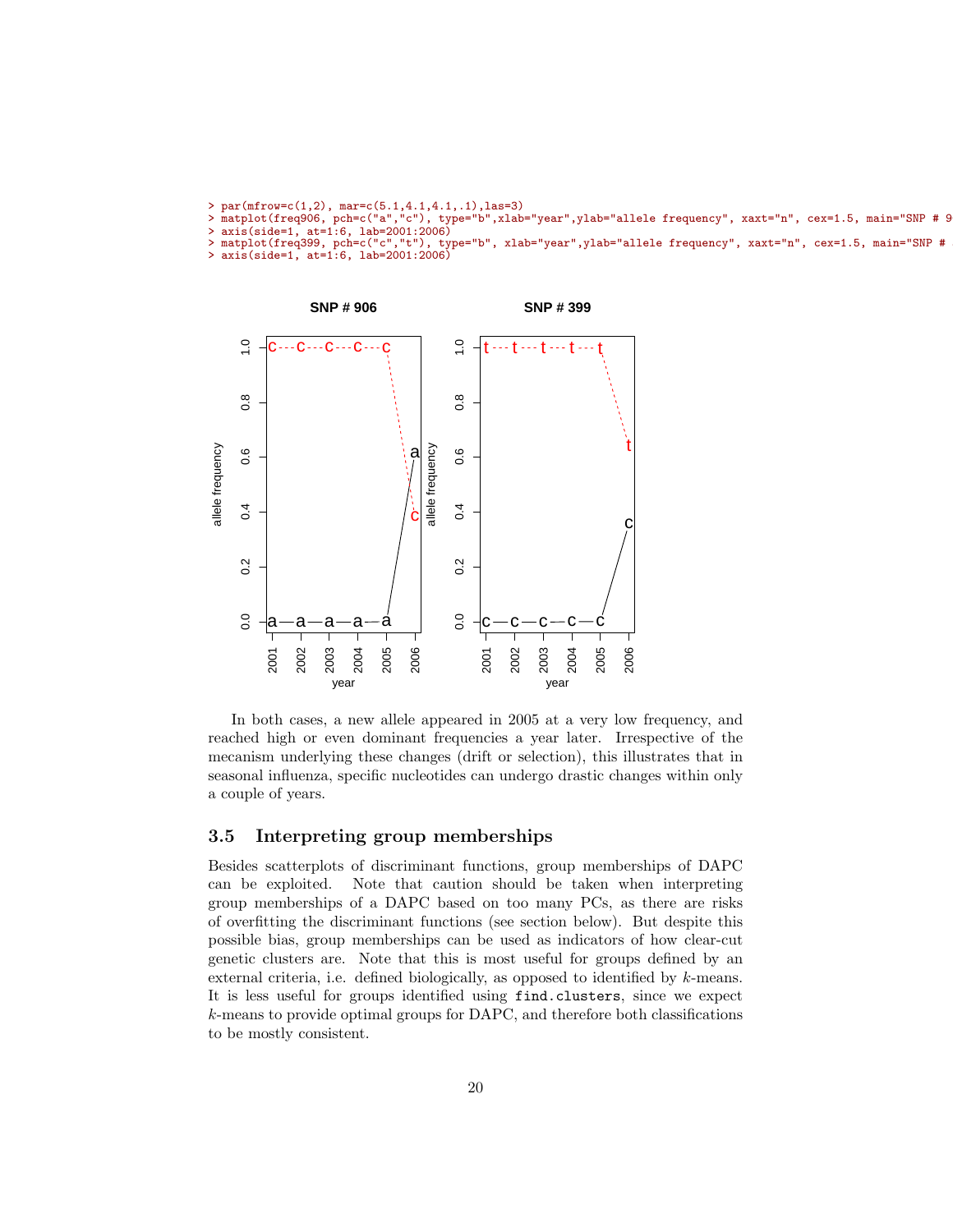```
> par(mfrow=c(1,2), mar=c(5.1,4.1,4.1,.1),las=3)
> matplot(freq906, pch=c("a","c"), type="b",xlab="year",ylab="allele frequency", xaxt="n", cex=1.5, main="SNP # 9
> axis(side=1, at=1:6, lab=2001:2006)
> matplot(freq399, pch=c("c","t"), type="b", xlab="year",ylab="allele frequency", xaxt="n", cex=1.5, main="SNP #
> axis(side=1, at=1:6, lab=2001:2006)
```

In both cases, a new allele appeared in 2005 at a very low frequency, and reached high or even dominant frequencies a year later. Irrespective of the mecanism underlying these changes (drift or selection), this illustrates that in seasonal influenza, specific nucleotides can undergo drastic changes within only a couple of years.

### 3.5 Interpreting group memberships

Besides scatterplots of discriminant functions, group memberships of DAPC can be exploited. Note that caution should be taken when interpreting group memberships of a DAPC based on too many PCs, as there are risks of overfitting the discriminant functions (see section below). But despite this possible bias, group memberships can be used as indicators of how clear-cut genetic clusters are. Note that this is most useful for groups defined by an external criteria, i.e. defined biologically, as opposed to identified by $k$-means. It is less useful for groups identified using `find.clusters`, since we expect $k$-means to provide optimal groups for DAPC, and therefore both classifications to be mostly consistent.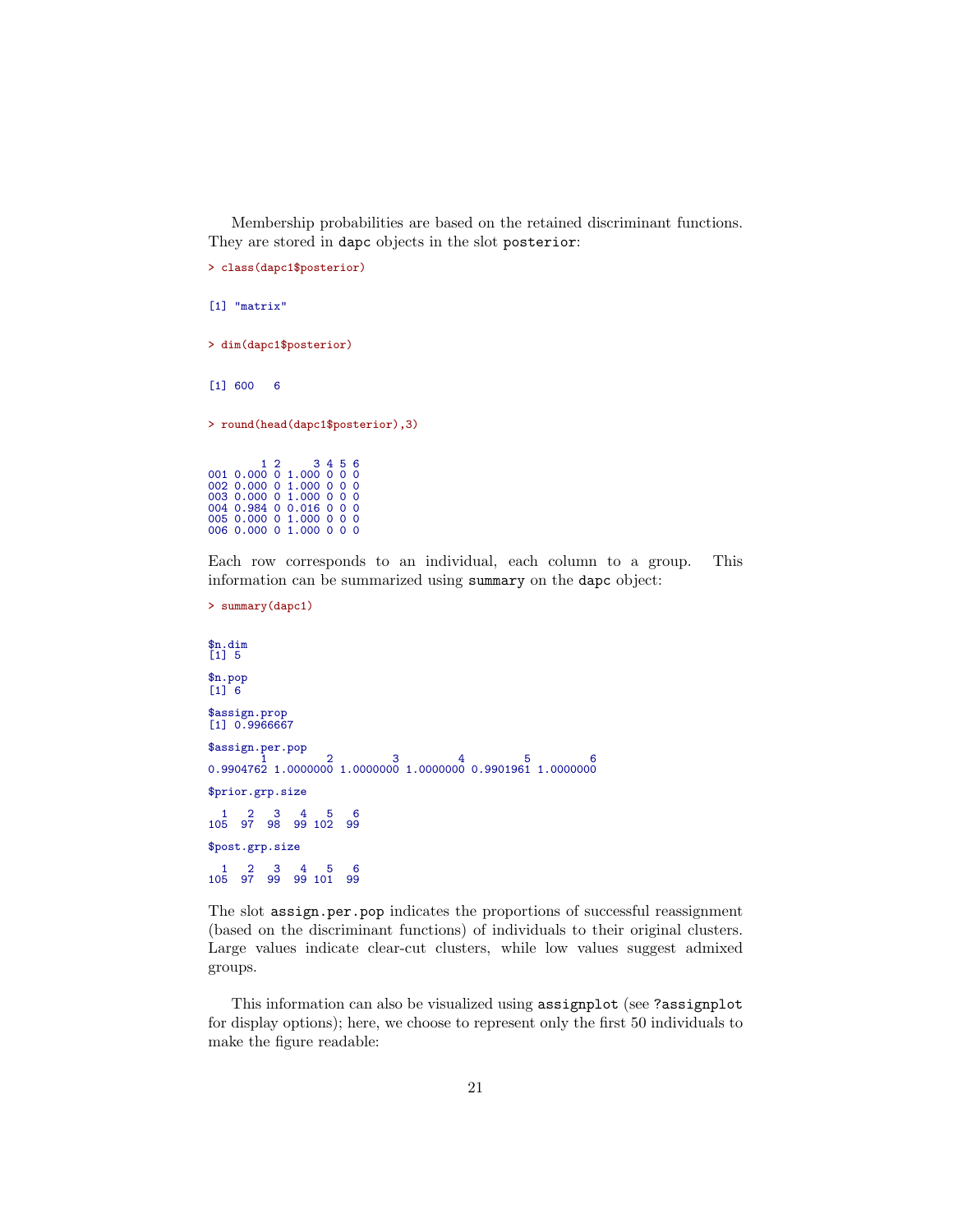Membership probabilities are based on the retained discriminant functions. They are stored in dapc objects in the slot posterior:

```
> class(dapc1$posterior)
```

```
[1] "matrix"
```

```
> dim(dapc1$posterior)
```

```
[1] 600   6
```

```
> round(head(dapc1$posterior),3)
```

```
        1 2     3 4 5 6
001 0.000 0 1.000 0 0 0
002 0.000 0 1.000 0 0 0
003 0.000 0 1.000 0 0 0
004 0.984 0 0.016 0 0 0
005 0.000 0 1.000 0 0 0
006 0.000 0 1.000 0 0 0
```

Each row corresponds to an individual, each column to a group. This information can be summarized using summary on the dapc object:

```
> summary(dapc1)
```

```
$n.dim
[1] 5

$n.pop
[1] 6

$assign.prop
[1] 0.9966667

$assign.per.pop
        1         2         3         4         5         6 
0.9904762 1.0000000 1.0000000 1.0000000 0.9901961 1.0000000 

$prior.grp.size

  1   2   3   4   5   6 
105  97  98  99 102  99 

$post.grp.size

  1   2   3   4   5   6 
105  97  99  99 101  99 
```

The slot assign.per.pop indicates the proportions of successful reassignment (based on the discriminant functions) of individuals to their original clusters. Large values indicate clear-cut clusters, while low values suggest admixed groups.

This information can also be visualized using assignplot (see ?assignplot for display options); here, we choose to represent only the first 50 individuals to make the figure readable: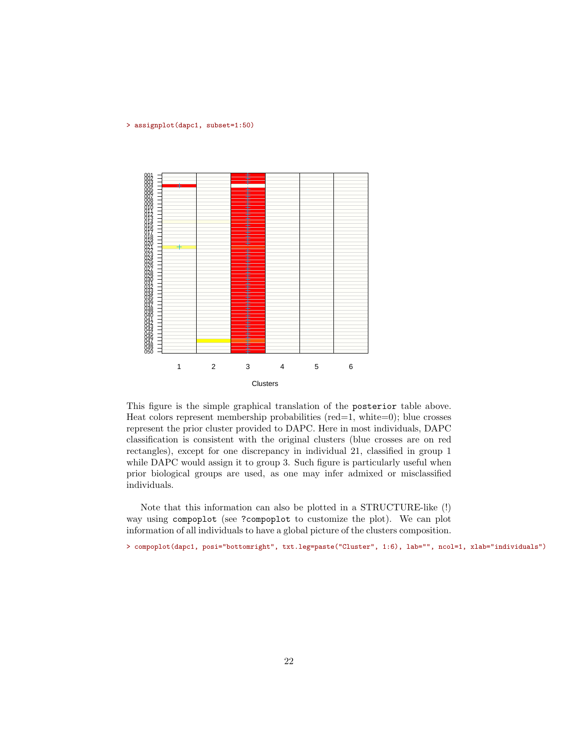```
> assignplot(dapc1, subset=1:50)
```

This figure is the simple graphical translation of the `posterior` table above. Heat colors represent membership probabilities (red=1, white=0); blue crosses represent the prior cluster provided to DAPC. Here in most individuals, DAPC classification is consistent with the original clusters (blue crosses are on red rectangles), except for one discrepancy in individual 21, classified in group 1 while DAPC would assign it to group 3. Such figure is particularly useful when prior biological groups are used, as one may infer admixed or misclassified individuals.

Note that this information can also be plotted in a STRUCTURE-like (!) way using `compoplot` (see `?compoplot` to customize the plot). We can plot information of all individuals to have a global picture of the clusters composition.

```
> compoplot(dapc1, posi="bottomright", txt.leg=paste("Cluster", 1:6), lab="", ncol=1, xlab="individuals")
```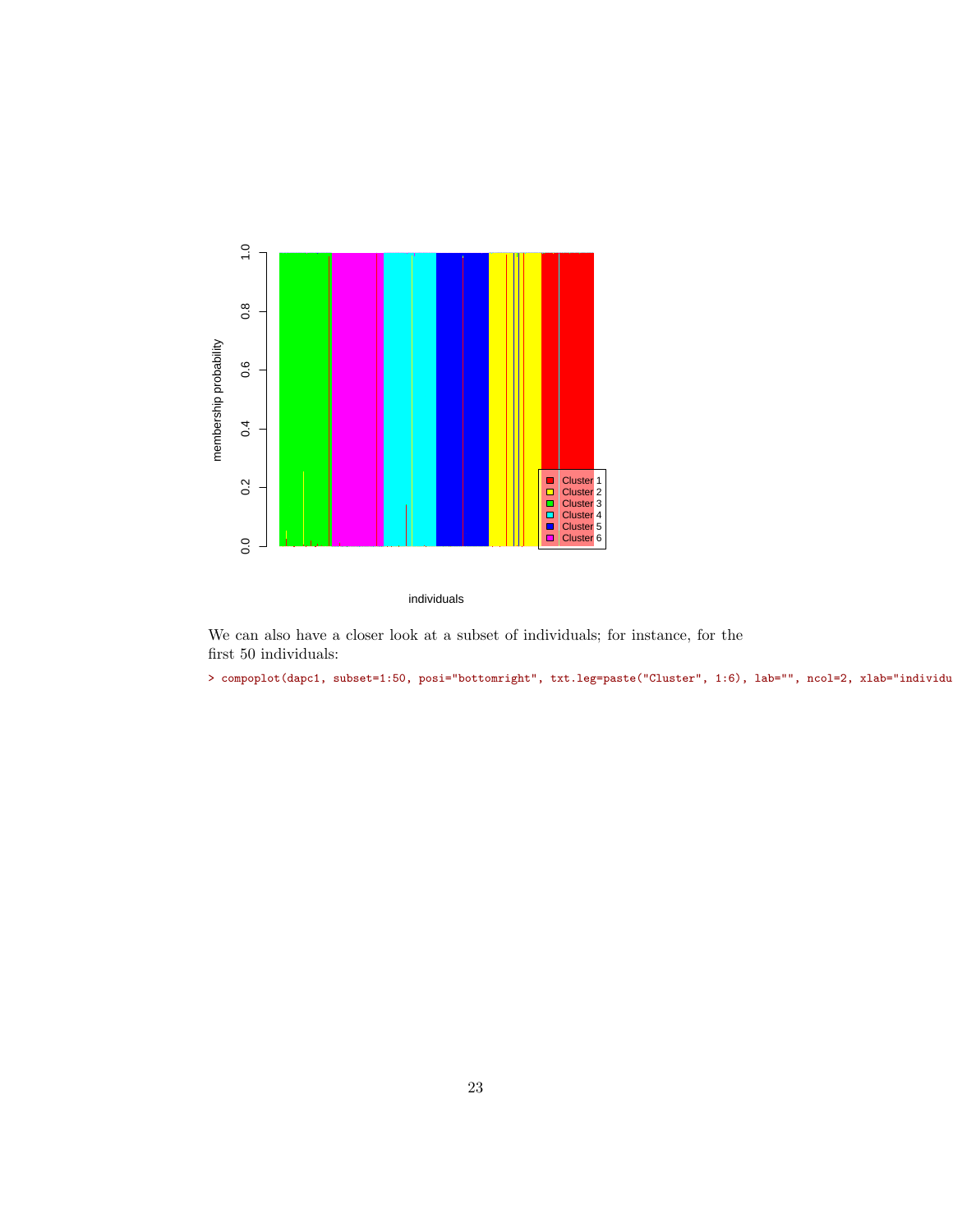We can also have a closer look at a subset of individuals; for instance, for the first 50 individuals:

```
> compoplot(dapc1, subset=1:50, posi="bottomright", txt.leg=paste("Cluster", 1:6), lab="", ncol=2, xlab="individu
```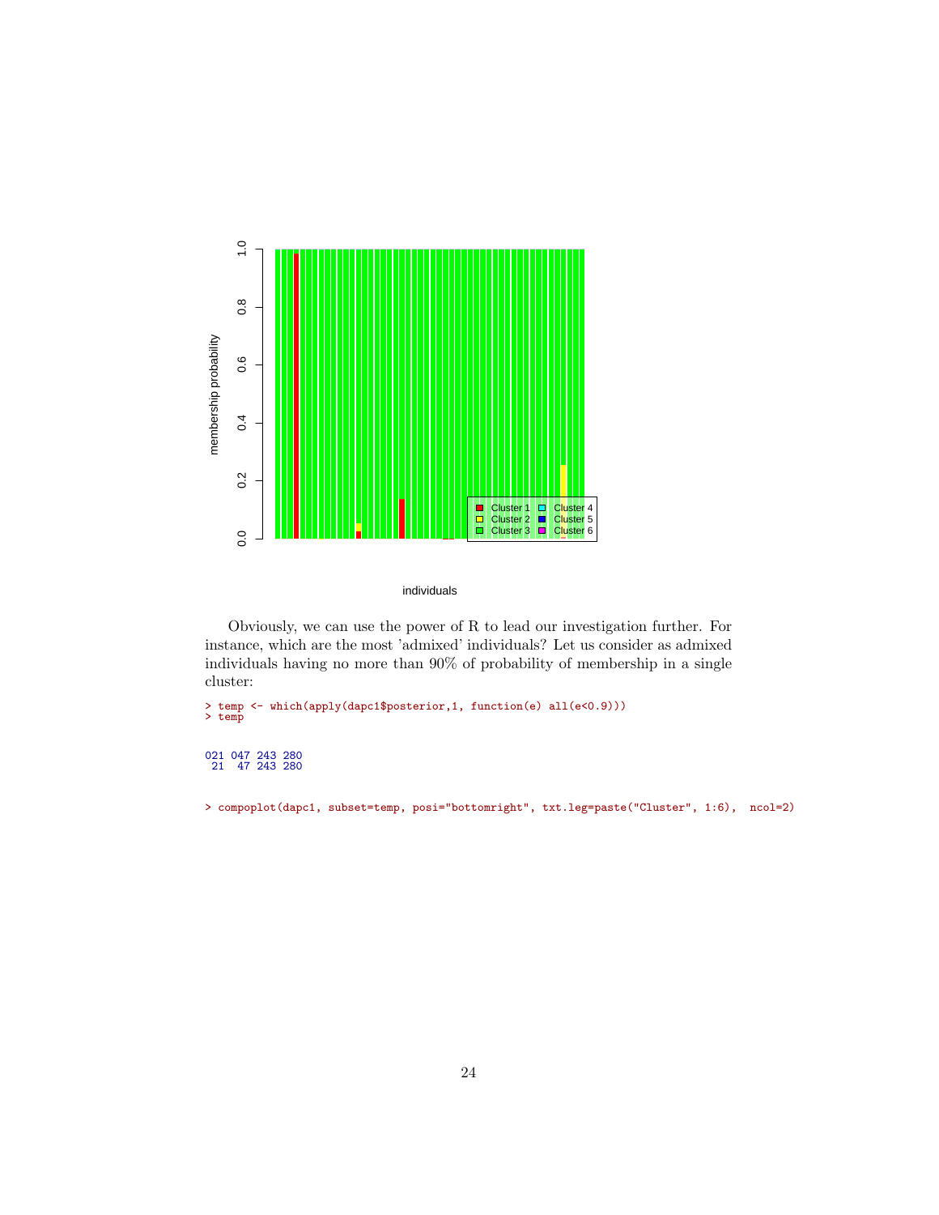Obviously, we can use the power of R to lead our investigation further. For instance, which are the most 'admixed' individuals? Let us consider as admixed individuals having no more than 90% of probability of membership in a single cluster:

```
> temp <- which(apply(dapc1$posterior,1, function(e) all(e<0.9)))
> temp
```

```
021 047 243 280
 21  47 243 280
```

```
> compoplot(dapc1, subset=temp, posi="bottomright", txt.leg=paste("Cluster", 1:6),  ncol=2)
```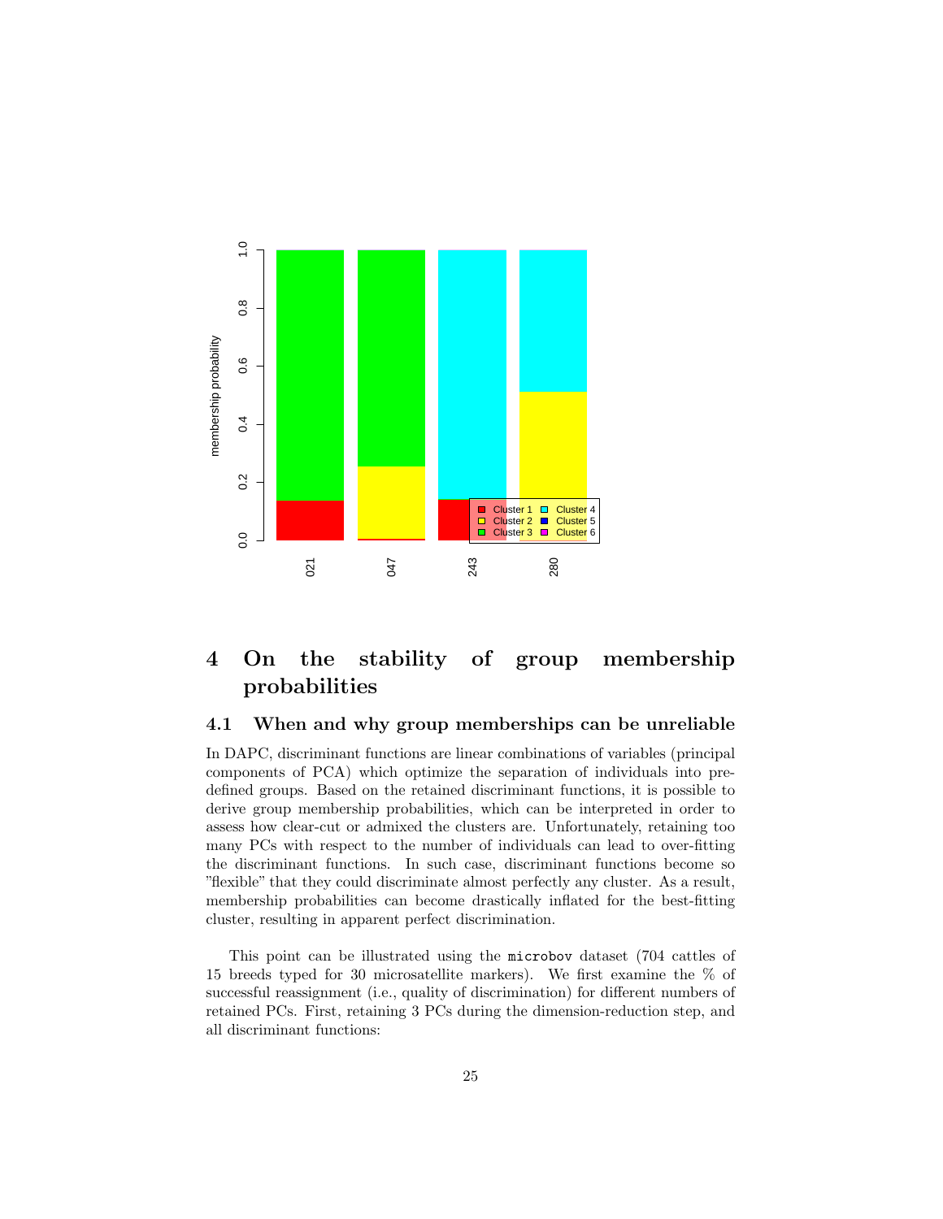# 4 On the stability of group membership probabilities

## 4.1 When and why group memberships can be unreliable

In DAPC, discriminant functions are linear combinations of variables (principal components of PCA) which optimize the separation of individuals into pre-defined groups. Based on the retained discriminant functions, it is possible to derive group membership probabilities, which can be interpreted in order to assess how clear-cut or admixed the clusters are. Unfortunately, retaining too many PCs with respect to the number of individuals can lead to over-fitting the discriminant functions. In such case, discriminant functions become so "flexible" that they could discriminate almost perfectly any cluster. As a result, membership probabilities can become drastically inflated for the best-fitting cluster, resulting in apparent perfect discrimination.

This point can be illustrated using the `microbov` dataset (704 cattles of 15 breeds typed for 30 microsatellite markers). We first examine the % of successful reassignment (i.e., quality of discrimination) for different numbers of retained PCs. First, retaining 3 PCs during the dimension-reduction step, and all discriminant functions: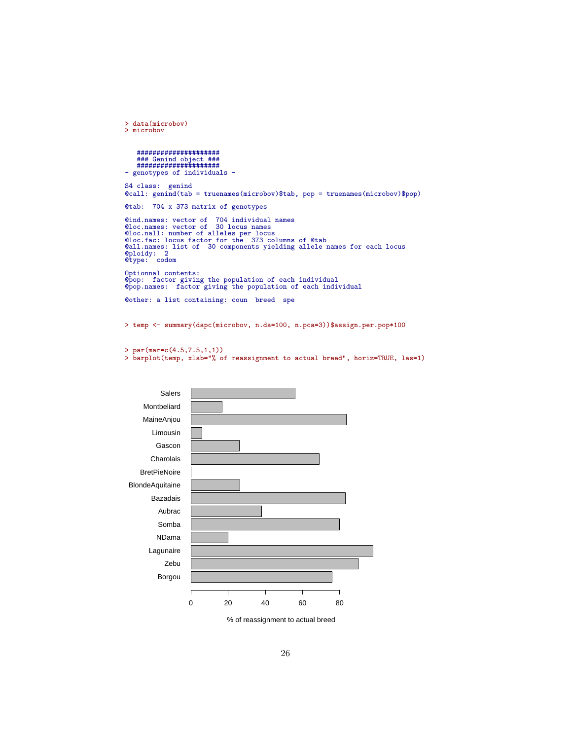```
> data(microbov)
> microbov


   #####################
   ### Genind object ###
   #####################
- genotypes of individuals -

S4 class:  genind
@call: genind(tab = truenames(microbov)$tab, pop = truenames(microbov)$pop)

@tab:  704 x 373 matrix of genotypes

@ind.names: vector of  704 individual names
@loc.names: vector of  30 locus names
@loc.nall: number of alleles per locus
@loc.fac: locus factor for the  373 columns of @tab
@all.names: list of  30 components yielding allele names for each locus
@ploidy:  2
@type:  codom

Optionnal contents:
@pop:  factor giving the population of each individual
@pop.names:  factor giving the population of each individual

@other: a list containing: coun  breed  spe
```

```
> temp <- summary(dapc(microbov, n.da=100, n.pca=3))$assign.per.pop*100
```

```
> par(mar=c(4.5,7.5,1,1))
> barplot(temp, xlab="% of reassignment to actual breed", horiz=TRUE, las=1)
```

Salers
Montbeliard
MaineAnjou
Limousin
Gascon
Charolais
BretPieNoire
BlondeAquitaine
Bazadais
Aubrac
Somba
NDama
Lagunaire
Zebu
Borgou

0 20 40 60 80

% of reassignment to actual breed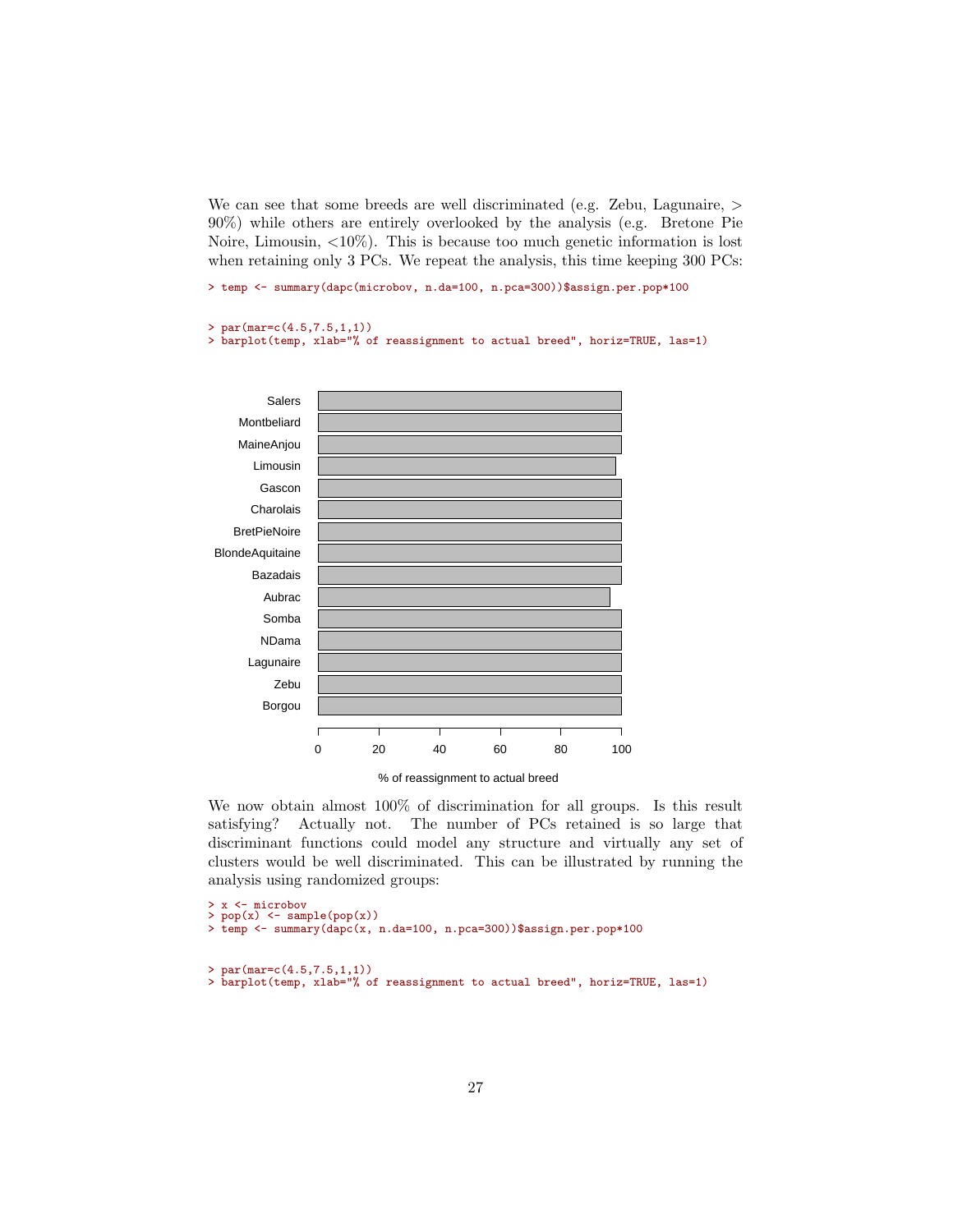We can see that some breeds are well discriminated (e.g. Zebu, Lagunaire, > 90%) while others are entirely overlooked by the analysis (e.g. Bretone Pie Noire, Limousin, <10%). This is because too much genetic information is lost when retaining only 3 PCs. We repeat the analysis, this time keeping 300 PCs:

```
> temp <- summary(dapc(microbov, n.da=100, n.pca=300))$assign.per.pop*100
```

```
> par(mar=c(4.5,7.5,1,1))
> barplot(temp, xlab="% of reassignment to actual breed", horiz=TRUE, las=1)
```

We now obtain almost 100% of discrimination for all groups. Is this result satisfying? Actually not. The number of PCs retained is so large that discriminant functions could model any structure and virtually any set of clusters would be well discriminated. This can be illustrated by running the analysis using randomized groups:

```
> x <- microbov
> pop(x) <- sample(pop(x))
> temp <- summary(dapc(x, n.da=100, n.pca=300))$assign.per.pop*100
```

```
> par(mar=c(4.5,7.5,1,1))
> barplot(temp, xlab="% of reassignment to actual breed", horiz=TRUE, las=1)
```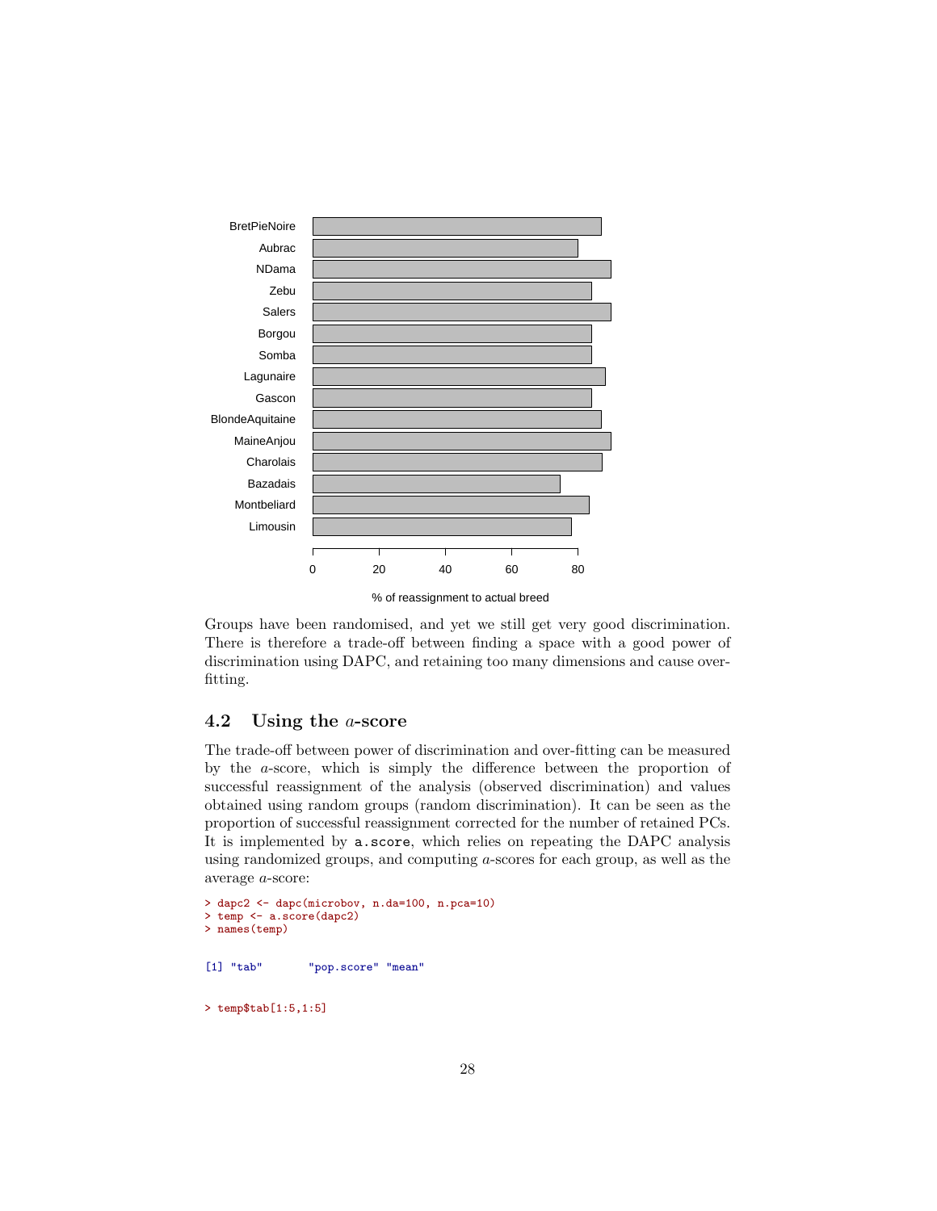Groups have been randomised, and yet we still get very good discrimination. There is therefore a trade-off between finding a space with a good power of discrimination using DAPC, and retaining too many dimensions and cause over-fitting.

## 4.2 Using the *a*-score

The trade-off between power of discrimination and over-fitting can be measured by the *a*-score, which is simply the difference between the proportion of successful reassignment of the analysis (observed discrimination) and values obtained using random groups (random discrimination). It can be seen as the proportion of successful reassignment corrected for the number of retained PCs. It is implemented by `a.score`, which relies on repeating the DAPC analysis using randomized groups, and computing *a*-scores for each group, as well as the average *a*-score:

```
> dapc2 <- dapc(microbov, n.da=100, n.pca=10)
> temp <- a.score(dapc2)
> names(temp)
```

```
[1] "tab"       "pop.score" "mean"
```

```
> temp$tab[1:5,1:5]
```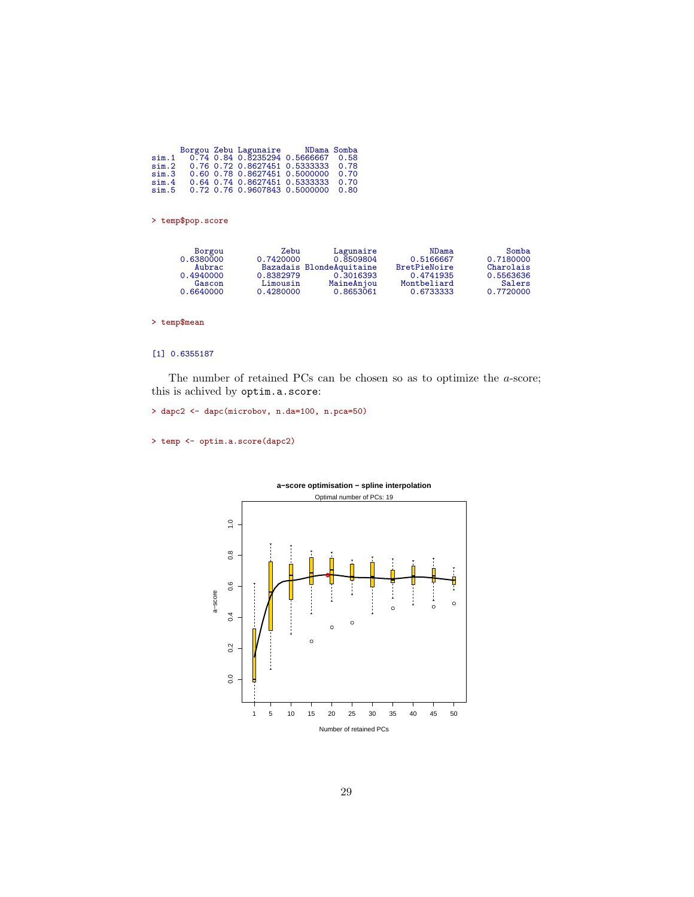```
      Borgou Zebu Lagunaire     NDama Somba
sim.1   0.74 0.84 0.8235294 0.5666667  0.58
sim.2   0.76 0.72 0.8627451 0.5333333  0.78
sim.3   0.60 0.78 0.8627451 0.5000000  0.70
sim.4   0.64 0.74 0.8627451 0.5333333  0.70
sim.5   0.72 0.76 0.9607843 0.5000000  0.80
```

```
> temp$pop.score
```

```
      Borgou          Zebu      Lagunaire          NDama          Somba
   0.6380000     0.7420000      0.8509804      0.5166667      0.7180000
      Aubrac      Bazadais BlondeAquitaine   BretPieNoire      Charolais
   0.4940000     0.8382979      0.3016393      0.4741935      0.5563636
      Gascon      Limousin      MaineAnjou    Montbeliard         Salers
   0.6640000     0.4280000      0.8653061      0.6733333      0.7720000
```

```
> temp$mean
```

```
[1] 0.6355187
```

The number of retained PCs can be chosen so as to optimize the *a*-score; this is achived by `optim.a.score`:

```
> dapc2 <- dapc(microbov, n.da=100, n.pca=50)
```

```
> temp <- optim.a.score(dapc2)
```

**a–score optimisation – spline interpolation**

Optimal number of PCs: 19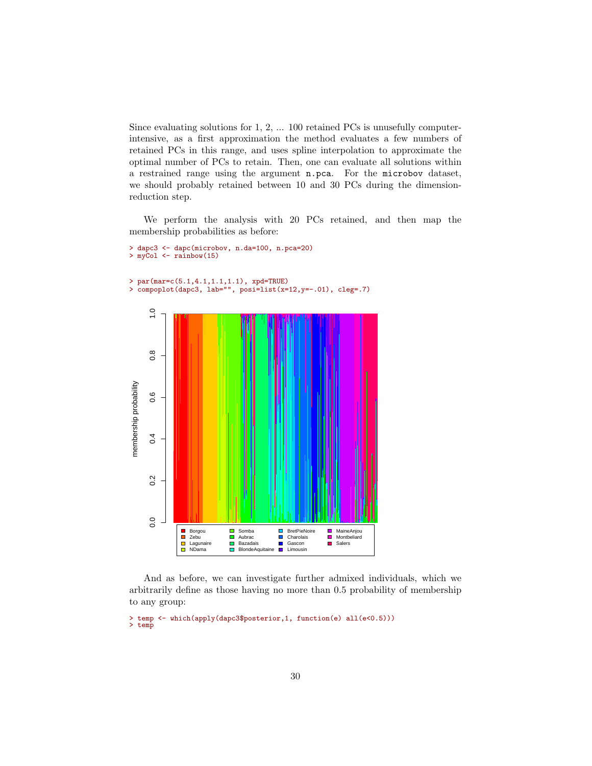Since evaluating solutions for 1, 2, ... 100 retained PCs is unusefully computer-intensive, as a first approximation the method evaluates a few numbers of retained PCs in this range, and uses spline interpolation to approximate the optimal number of PCs to retain. Then, one can evaluate all solutions within a restrained range using the argument `n.pca`. For the `microbov` dataset, we should probably retained between 10 and 30 PCs during the dimension-reduction step.

We perform the analysis with 20 PCs retained, and then map the membership probabilities as before:

```
> dapc3 <- dapc(microbov, n.da=100, n.pca=20)
> myCol <- rainbow(15)
```

```
> par(mar=c(5.1,4.1,1.1,1.1), xpd=TRUE)
> compoplot(dapc3, lab="", posi=list(x=12,y=-.01), cleg=.7)
```

And as before, we can investigate further admixed individuals, which we arbitrarily define as those having no more than 0.5 probability of membership to any group:

```
> temp <- which(apply(dapc3$posterior,1, function(e) all(e<0.5)))
> temp
```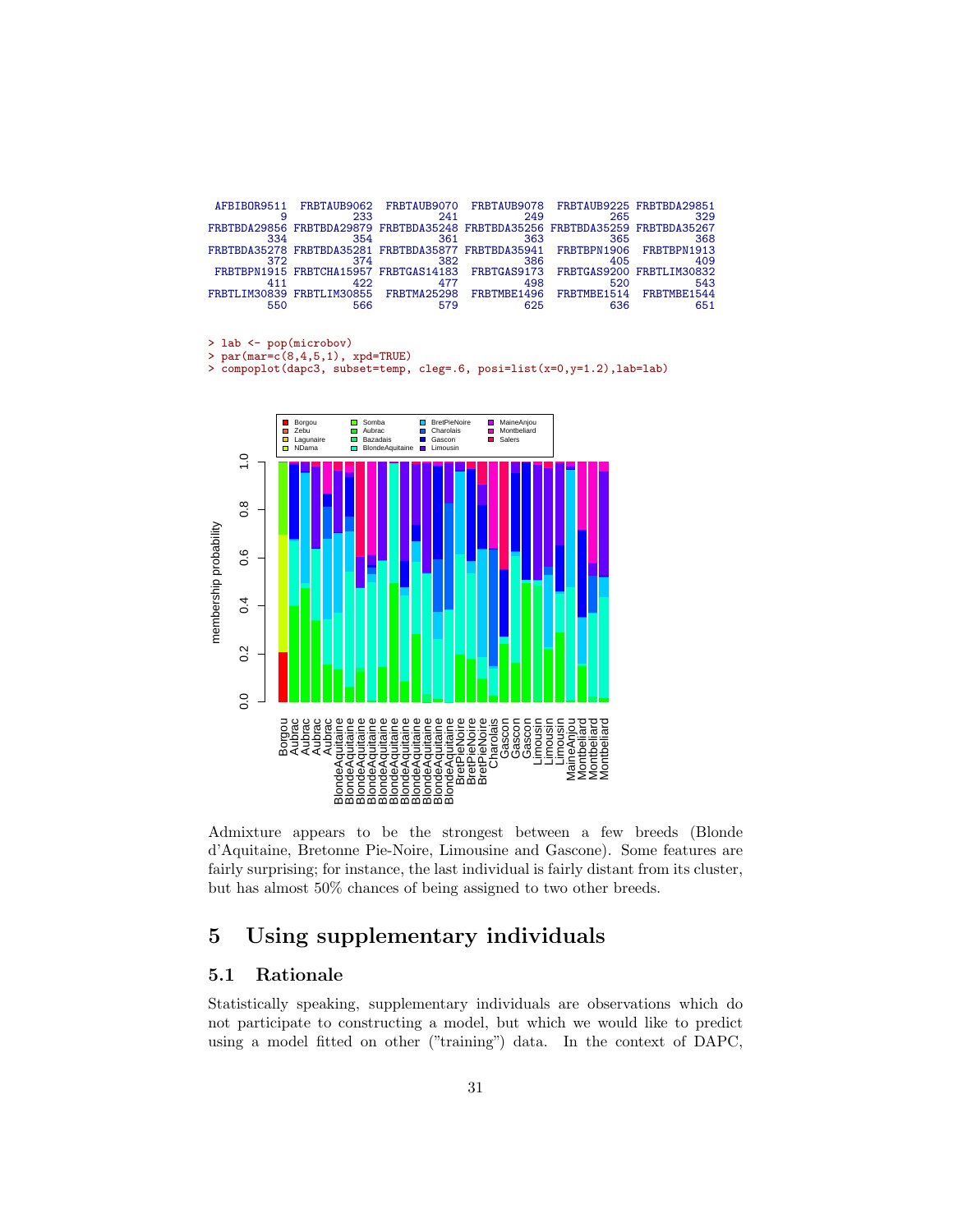```
  AFBIBOR9511  FRBTAUB9062  FRBTAUB9070  FRBTAUB9078  FRBTAUB9225 FRBTBDA29851
            9          233          241          249          265          329
FRBTBDA29856 FRBTBDA29879 FRBTBDA35248 FRBTBDA35256 FRBTBDA35259 FRBTBDA35267
          334          354          361          363          365          368
FRBTBDA35278 FRBTBDA35281 FRBTBDA35877 FRBTBDA35941  FRBTBPN1906  FRBTBPN1913
          372          374          382          386          405          409
 FRBTBPN1915 FRBTCHA15957 FRBTGAS14183  FRBTGAS9173  FRBTGAS9200 FRBTLIM30832
          411          422          477          498          520          543
FRBTLIM30839 FRBTLIM30855  FRBTMA25298  FRBTMBE1496  FRBTMBE1514  FRBTMBE1544
          550          566          579          625          636          651
```

```
> lab <- pop(microbov)
> par(mar=c(8,4,5,1), xpd=TRUE)
> compoplot(dapc3, subset=temp, cleg=.6, posi=list(x=0,y=1.2),lab=lab)
```

Admixture appears to be the strongest between a few breeds (Blonde d'Aquitaine, Bretonne Pie-Noire, Limousine and Gascone). Some features are fairly surprising; for instance, the last individual is fairly distant from its cluster, but has almost 50% chances of being assigned to two other breeds.

# 5 Using supplementary individuals

## 5.1 Rationale

Statistically speaking, supplementary individuals are observations which do not participate to constructing a model, but which we would like to predict using a model fitted on other ("training") data. In the context of DAPC,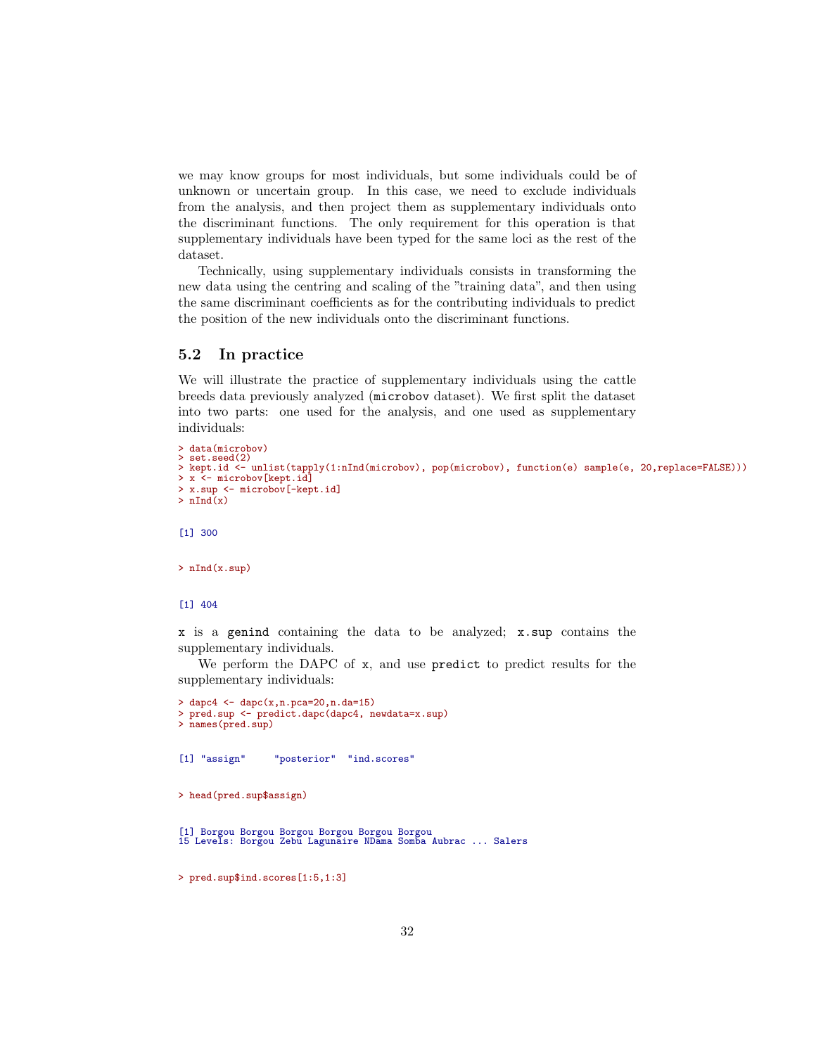we may know groups for most individuals, but some individuals could be of unknown or uncertain group. In this case, we need to exclude individuals from the analysis, and then project them as supplementary individuals onto the discriminant functions. The only requirement for this operation is that supplementary individuals have been typed for the same loci as the rest of the dataset.

Technically, using supplementary individuals consists in transforming the new data using the centring and scaling of the "training data", and then using the same discriminant coefficients as for the contributing individuals to predict the position of the new individuals onto the discriminant functions.

## 5.2 In practice

We will illustrate the practice of supplementary individuals using the cattle breeds data previously analyzed (`microbov` dataset). We first split the dataset into two parts: one used for the analysis, and one used as supplementary individuals:

```
> data(microbov)
> set.seed(2)
> kept.id <- unlist(tapply(1:nInd(microbov), pop(microbov), function(e) sample(e, 20,replace=FALSE)))
> x <- microbov[kept.id]
> x.sup <- microbov[-kept.id]
> nInd(x)
```

```
[1] 300
```

```
> nInd(x.sup)
```

```
[1] 404
```

`x` is a `genind` containing the data to be analyzed; `x.sup` contains the supplementary individuals.

We perform the DAPC of `x`, and use `predict` to predict results for the supplementary individuals:

```
> dapc4 <- dapc(x,n.pca=20,n.da=15)
> pred.sup <- predict.dapc(dapc4, newdata=x.sup)
> names(pred.sup)
```

```
[1] "assign"     "posterior"  "ind.scores"
```

```
> head(pred.sup$assign)
```

```
[1] Borgou Borgou Borgou Borgou Borgou Borgou
15 Levels: Borgou Zebu Lagunaire NDama Somba Aubrac ... Salers
```

```
> pred.sup$ind.scores[1:5,1:3]
```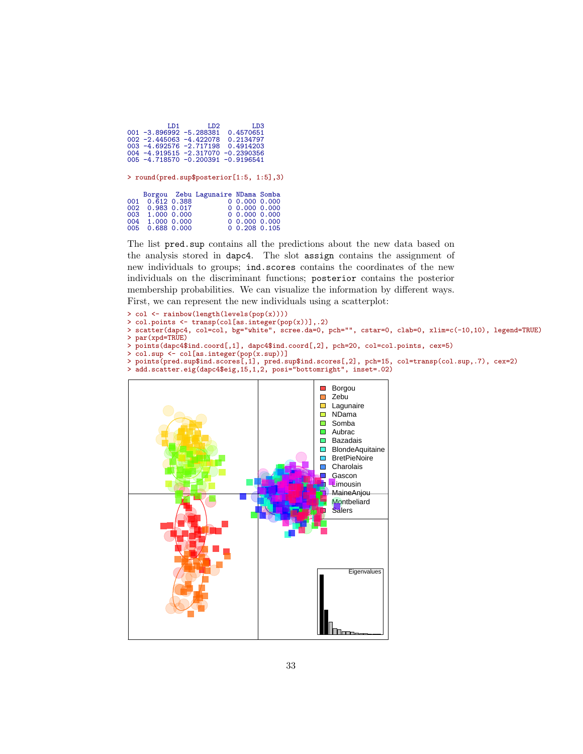```
          LD1       LD2        LD3
001 -3.896992 -5.288381  0.4570651
002 -2.445063 -4.422078  0.2134797
003 -4.692576 -2.717198  0.4914203
004 -4.919515 -2.317070 -0.2390356
005 -4.718570 -0.200391 -0.9196541
```

```
> round(pred.sup$posterior[1:5, 1:5],3)
```

```
    Borgou  Zebu Lagunaire NDama Somba
001  0.612 0.388         0 0.000 0.000
002  0.983 0.017         0 0.000 0.000
003  1.000 0.000         0 0.000 0.000
004  1.000 0.000         0 0.000 0.000
005  0.688 0.000         0 0.208 0.105
```

The list `pred.sup` contains all the predictions about the new data based on the analysis stored in `dapc4`. The slot `assign` contains the assignment of new individuals to groups; `ind.scores` contains the coordinates of the new individuals on the discriminant functions; `posterior` contains the posterior membership probabilities. We can visualize the information by different ways. First, we can represent the new individuals using a scatterplot:

```
> col <- rainbow(length(levels(pop(x))))
> col.points <- transp(col[as.integer(pop(x))],.2)
> scatter(dapc4, col=col, bg="white", scree.da=0, pch="", cstar=0, clab=0, xlim=c(-10,10), legend=TRUE)
> par(xpd=TRUE)
> points(dapc4$ind.coord[,1], dapc4$ind.coord[,2], pch=20, col=col.points, cex=5)
> col.sup <- col[as.integer(pop(x.sup))]
> points(pred.sup$ind.scores[,1], pred.sup$ind.scores[,2], pch=15, col=transp(col.sup,.7), cex=2)
> add.scatter.eig(dapc4$eig,15,1,2, posi="bottomright", inset=.02)
```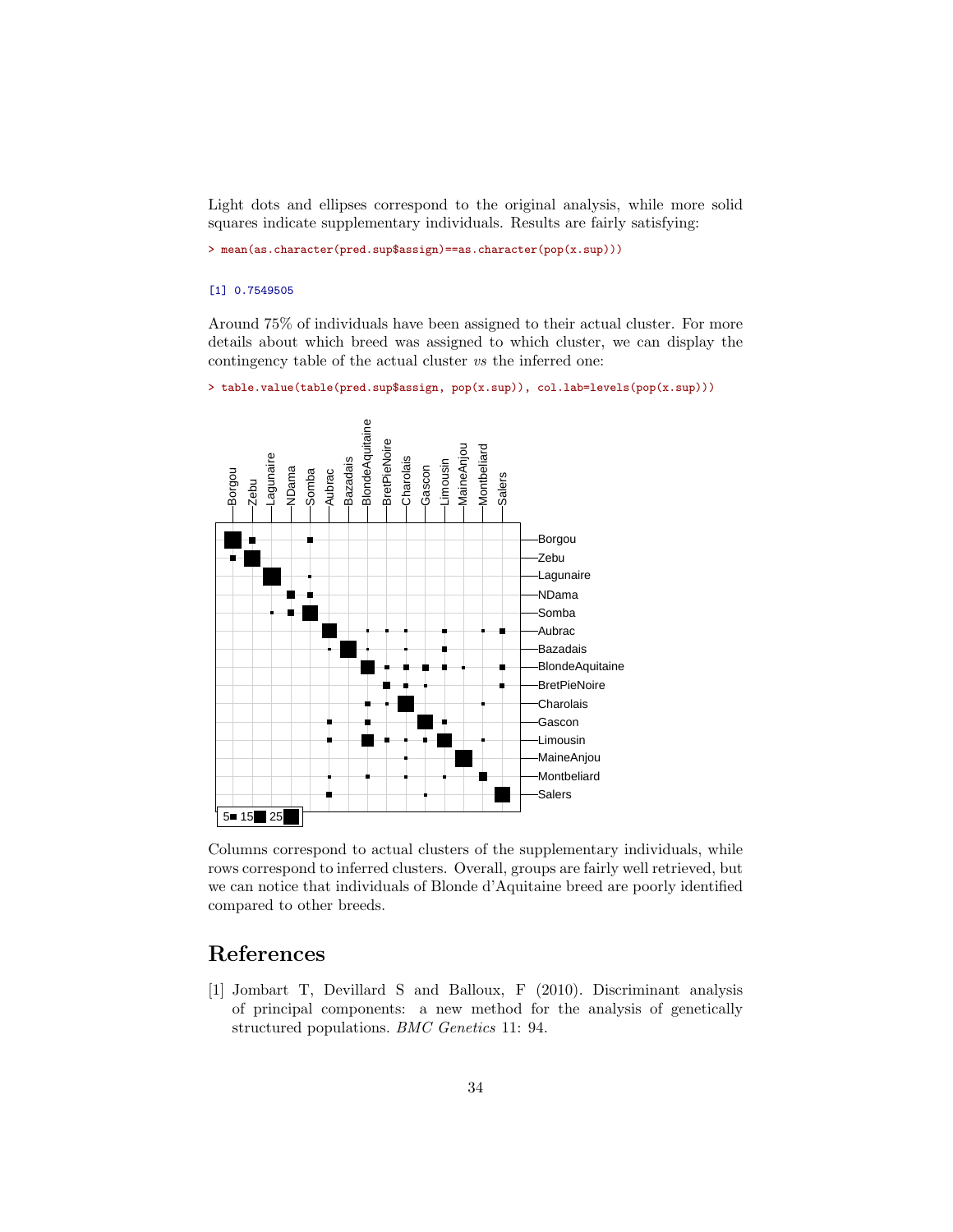Light dots and ellipses correspond to the original analysis, while more solid squares indicate supplementary individuals. Results are fairly satisfying:

```
> mean(as.character(pred.sup$assign)==as.character(pop(x.sup)))
```

```
[1] 0.7549505
```

Around 75% of individuals have been assigned to their actual cluster. For more details about which breed was assigned to which cluster, we can display the contingency table of the actual cluster *vs* the inferred one:

```
> table.value(table(pred.sup$assign, pop(x.sup)), col.lab=levels(pop(x.sup)))
```

Columns correspond to actual clusters of the supplementary individuals, while rows correspond to inferred clusters. Overall, groups are fairly well retrieved, but we can notice that individuals of Blonde d'Aquitaine breed are poorly identified compared to other breeds.

## References

[1] Jombart T, Devillard S and Balloux, F (2010). Discriminant analysis of principal components: a new method for the analysis of genetically structured populations. *BMC Genetics* 11: 94.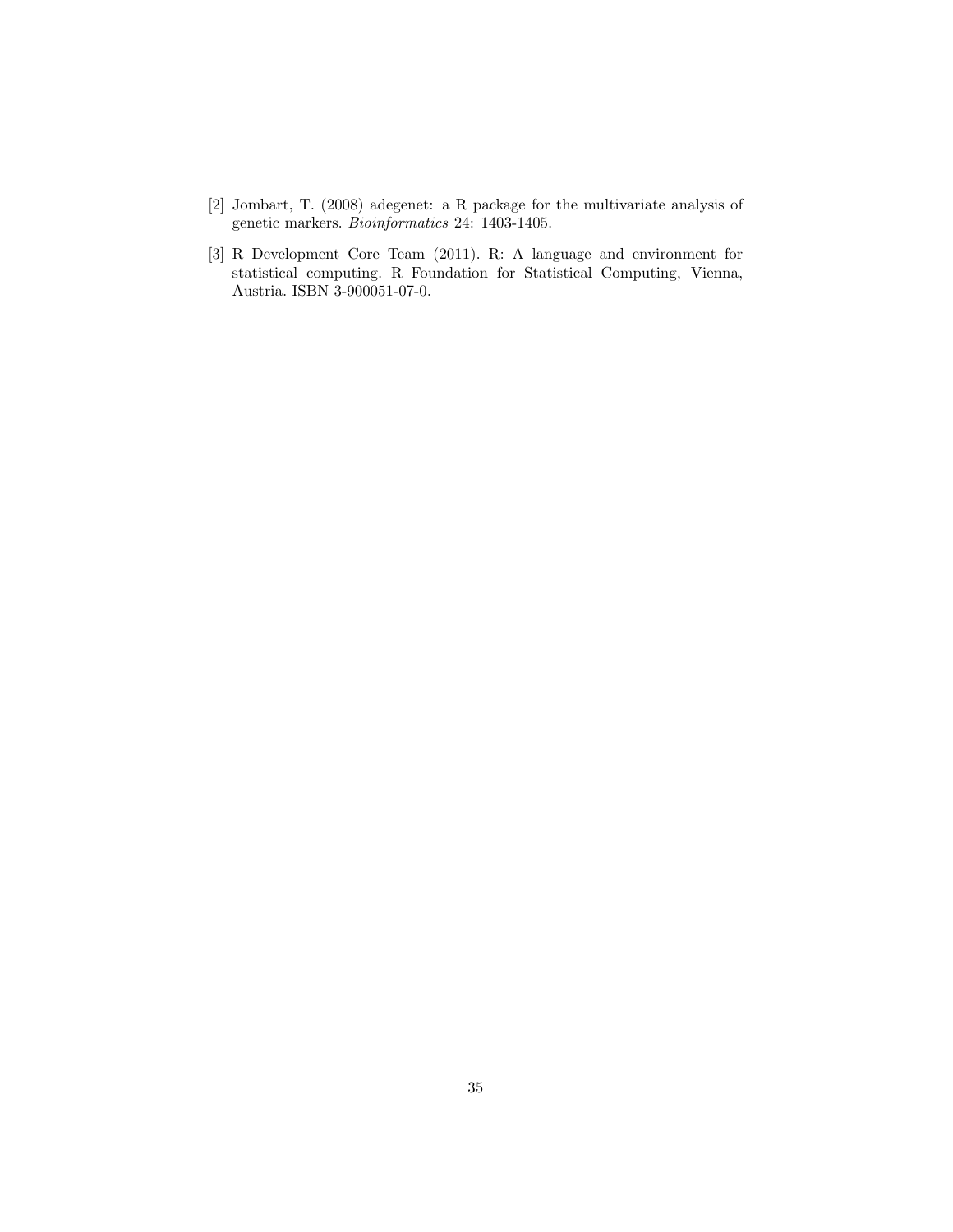[2] Jombart, T. (2008) adegenet: a R package for the multivariate analysis of genetic markers. *Bioinformatics* 24: 1403-1405.

[3] R Development Core Team (2011). R: A language and environment for statistical computing. R Foundation for Statistical Computing, Vienna, Austria. ISBN 3-900051-07-0.